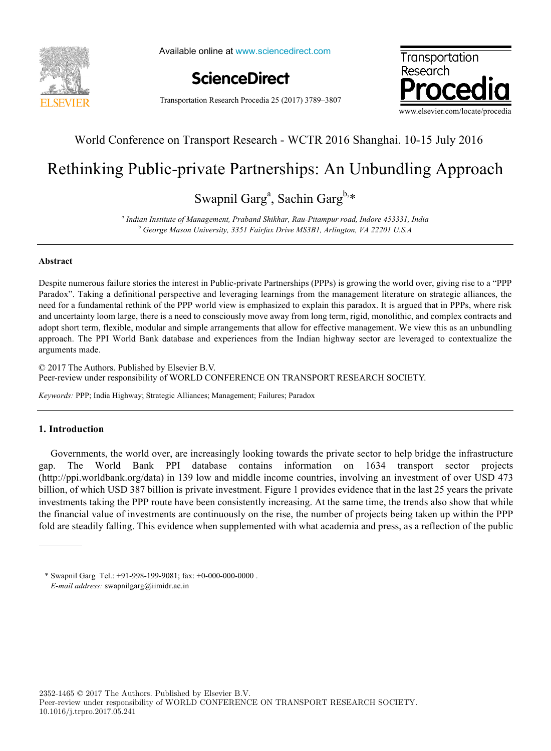World Conference on Transport Research - WCTR 2016 Shanghai. 10-15 July 2016

# Rethinking Public-private Partnerships: An Unbundling Approach

Swapnil Garg[a], Sachin Garg[b,]*

[a] *Indian Institute of Management, Praband Shikhar, Rau-Pitampur road, Indore 453331, India*
[b] *George Mason University, 3351 Fairfax Drive MS3B1, Arlington, VA 22201 U.S.A*

---

### Abstract

Despite numerous failure stories the interest in Public-private Partnerships (PPPs) is growing the world over, giving rise to a "PPP Paradox". Taking a definitional perspective and leveraging learnings from the management literature on strategic alliances, the need for a fundamental rethink of the PPP world view is emphasized to explain this paradox. It is argued that in PPPs, where risk and uncertainty loom large, there is a need to consciously move away from long term, rigid, monolithic, and complex contracts and adopt short term, flexible, modular and simple arrangements that allow for effective management. We view this as an unbundling approach. The PPI World Bank database and experiences from the Indian highway sector are leveraged to contextualize the arguments made.

© 2017 The Authors. Published by Elsevier B.V.
Peer-review under responsibility of WORLD CONFERENCE ON TRANSPORT RESEARCH SOCIETY.

*Keywords:* PPP; India Highway; Strategic Alliances; Management; Failures; Paradox

---

## 1. Introduction

Governments, the world over, are increasingly looking towards the private sector to help bridge the infrastructure gap. The World Bank PPI database contains information on 1634 transport sector projects (http://ppi.worldbank.org/data) in 139 low and middle income countries, involving an investment of over USD 473 billion, of which USD 387 billion is private investment. Figure 1 provides evidence that in the last 25 years the private investments taking the PPP route have been consistently increasing. At the same time, the trends also show that while the financial value of investments are continuously on the rise, the number of projects being taken up within the PPP fold are steadily falling. This evidence when supplemented with what academia and press, as a reflection of the public

---

\* Swapnil Garg Tel.: +91-998-199-9081; fax: +0-000-000-0000 .
*E-mail address:* swapnilgarg@iimidr.ac.in

2352-1465 © 2017 The Authors. Published by Elsevier B.V.
Peer-review under responsibility of WORLD CONFERENCE ON TRANSPORT RESEARCH SOCIETY.
10.1016/j.trpro.2017.05.241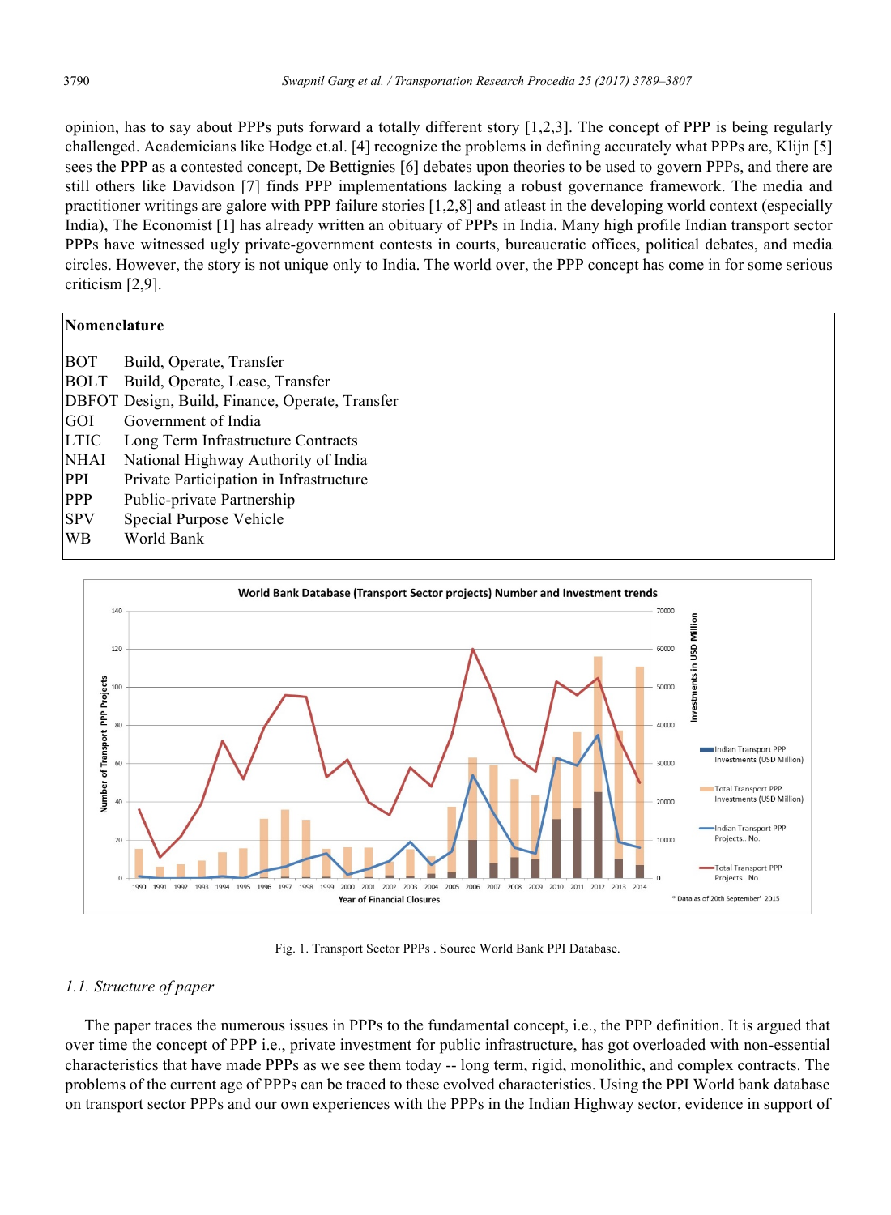opinion, has to say about PPPs puts forward a totally different story [1,2,3]. The concept of PPP is being regularly challenged. Academicians like Hodge et.al. [4] recognize the problems in defining accurately what PPPs are, Klijn [5] sees the PPP as a contested concept, De Bettignies [6] debates upon theories to be used to govern PPPs, and there are still others like Davidson [7] finds PPP implementations lacking a robust governance framework. The media and practitioner writings are galore with PPP failure stories [1,2,8] and atleast in the developing world context (especially India), The Economist [1] has already written an obituary of PPPs in India. Many high profile Indian transport sector PPPs have witnessed ugly private-government contests in courts, bureaucratic offices, political debates, and media circles. However, the story is not unique only to India. The world over, the PPP concept has come in for some serious criticism [2,9].

**Nomenclature**

| | |
|---|---|
| BOT | Build, Operate, Transfer |
| BOLT | Build, Operate, Lease, Transfer |
| DBFOT | Design, Build, Finance, Operate, Transfer |
| GOI | Government of India |
| LTIC | Long Term Infrastructure Contracts |
| NHAI | National Highway Authority of India |
| PPI | Private Participation in Infrastructure |
| PPP | Public-private Partnership |
| SPV | Special Purpose Vehicle |
| WB | World Bank |

Fig. 1. Transport Sector PPPs . Source World Bank PPI Database.

### 1.1. Structure of paper

The paper traces the numerous issues in PPPs to the fundamental concept, i.e., the PPP definition. It is argued that over time the concept of PPP i.e., private investment for public infrastructure, has got overloaded with non-essential characteristics that have made PPPs as we see them today -- long term, rigid, monolithic, and complex contracts. The problems of the current age of PPPs can be traced to these evolved characteristics. Using the PPI World bank database on transport sector PPPs and our own experiences with the PPPs in the Indian Highway sector, evidence in support of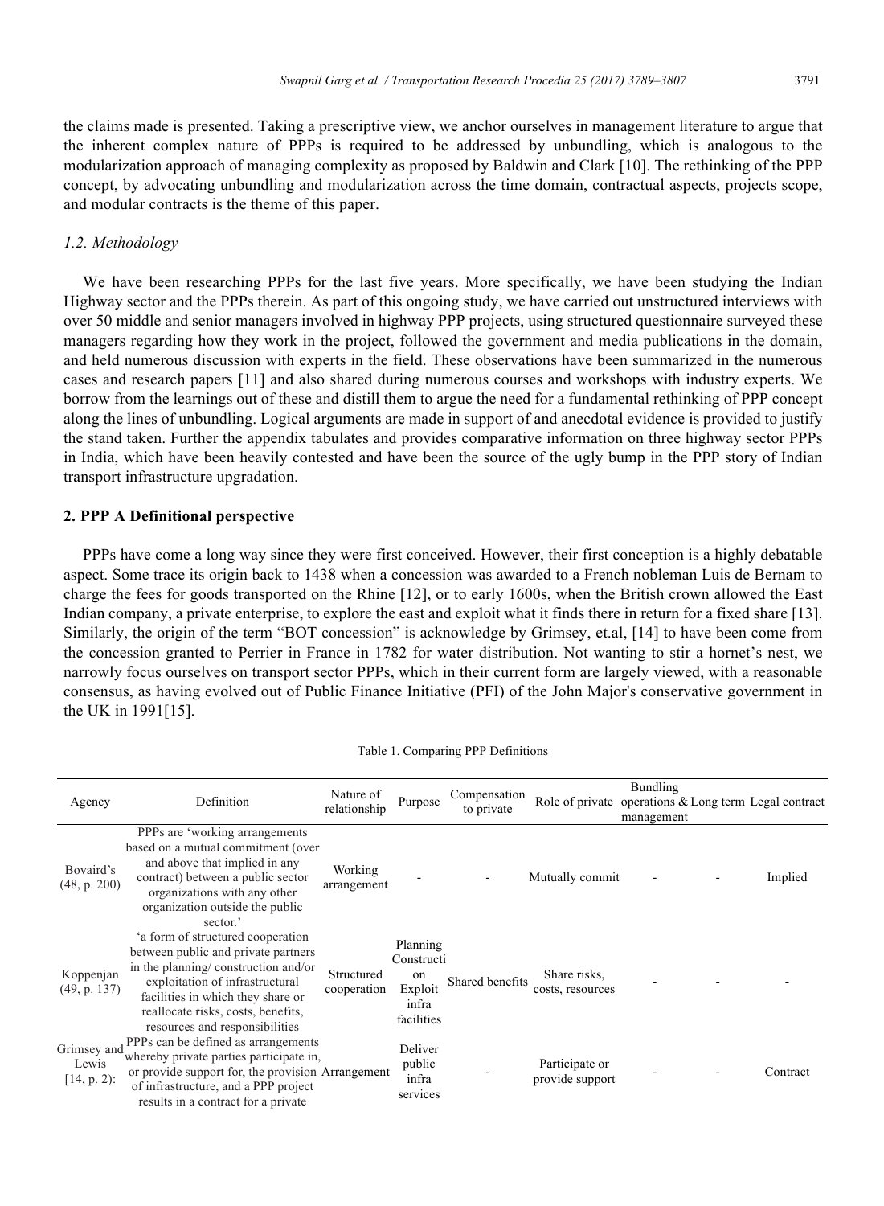the claims made is presented. Taking a prescriptive view, we anchor ourselves in management literature to argue that the inherent complex nature of PPPs is required to be addressed by unbundling, which is analogous to the modularization approach of managing complexity as proposed by Baldwin and Clark [10]. The rethinking of the PPP concept, by advocating unbundling and modularization across the time domain, contractual aspects, projects scope, and modular contracts is the theme of this paper.

### *1.2. Methodology*

We have been researching PPPs for the last five years. More specifically, we have been studying the Indian Highway sector and the PPPs therein. As part of this ongoing study, we have carried out unstructured interviews with over 50 middle and senior managers involved in highway PPP projects, using structured questionnaire surveyed these managers regarding how they work in the project, followed the government and media publications in the domain, and held numerous discussion with experts in the field. These observations have been summarized in the numerous cases and research papers [11] and also shared during numerous courses and workshops with industry experts. We borrow from the learnings out of these and distill them to argue the need for a fundamental rethinking of PPP concept along the lines of unbundling. Logical arguments are made in support of and anecdotal evidence is provided to justify the stand taken. Further the appendix tabulates and provides comparative information on three highway sector PPPs in India, which have been heavily contested and have been the source of the ugly bump in the PPP story of Indian transport infrastructure upgradation.

## 2. PPP A Definitional perspective

PPPs have come a long way since they were first conceived. However, their first conception is a highly debatable aspect. Some trace its origin back to 1438 when a concession was awarded to a French nobleman Luis de Bernam to charge the fees for goods transported on the Rhine [12], or to early 1600s, when the British crown allowed the East Indian company, a private enterprise, to explore the east and exploit what it finds there in return for a fixed share [13]. Similarly, the origin of the term "BOT concession" is acknowledge by Grimsey, et.al, [14] to have been come from the concession granted to Perrier in France in 1782 for water distribution. Not wanting to stir a hornet's nest, we narrowly focus ourselves on transport sector PPPs, which in their current form are largely viewed, with a reasonable consensus, as having evolved out of Public Finance Initiative (PFI) of the John Major's conservative government in the UK in 1991[15].

Table 1. Comparing PPP Definitions

| Agency | Definition | Nature of relationship | Purpose | Compensation to private | Role of private | Bundling operations & management | Long term | Legal contract |
|---|---|---|---|---|---|---|---|---|
| Bovaird's (48, p. 200) | PPPs are 'working arrangements based on a mutual commitment (over and above that implied in any contract) between a public sector organizations with any other organization outside the public sector.' | Working arrangement | - | - | Mutually commit | - | - | Implied |
| Koppenjan (49, p. 137) | 'a form of structured cooperation between public and private partners in the planning/ construction and/or exploitation of infrastructural facilities in which they share or reallocate risks, costs, benefits, resources and responsibilities | Structured cooperation | Planning Construction Exploit infra facilities | Shared benefits | Share risks, costs, resources | - | - | - |
| Grimsey and Lewis [14, p. 2): | PPPs can be defined as arrangements whereby private parties participate in, or provide support for, the provision of infrastructure, and a PPP project results in a contract for a private | Arrangement | Deliver public infra services | - | Participate or provide support | - | - | Contract |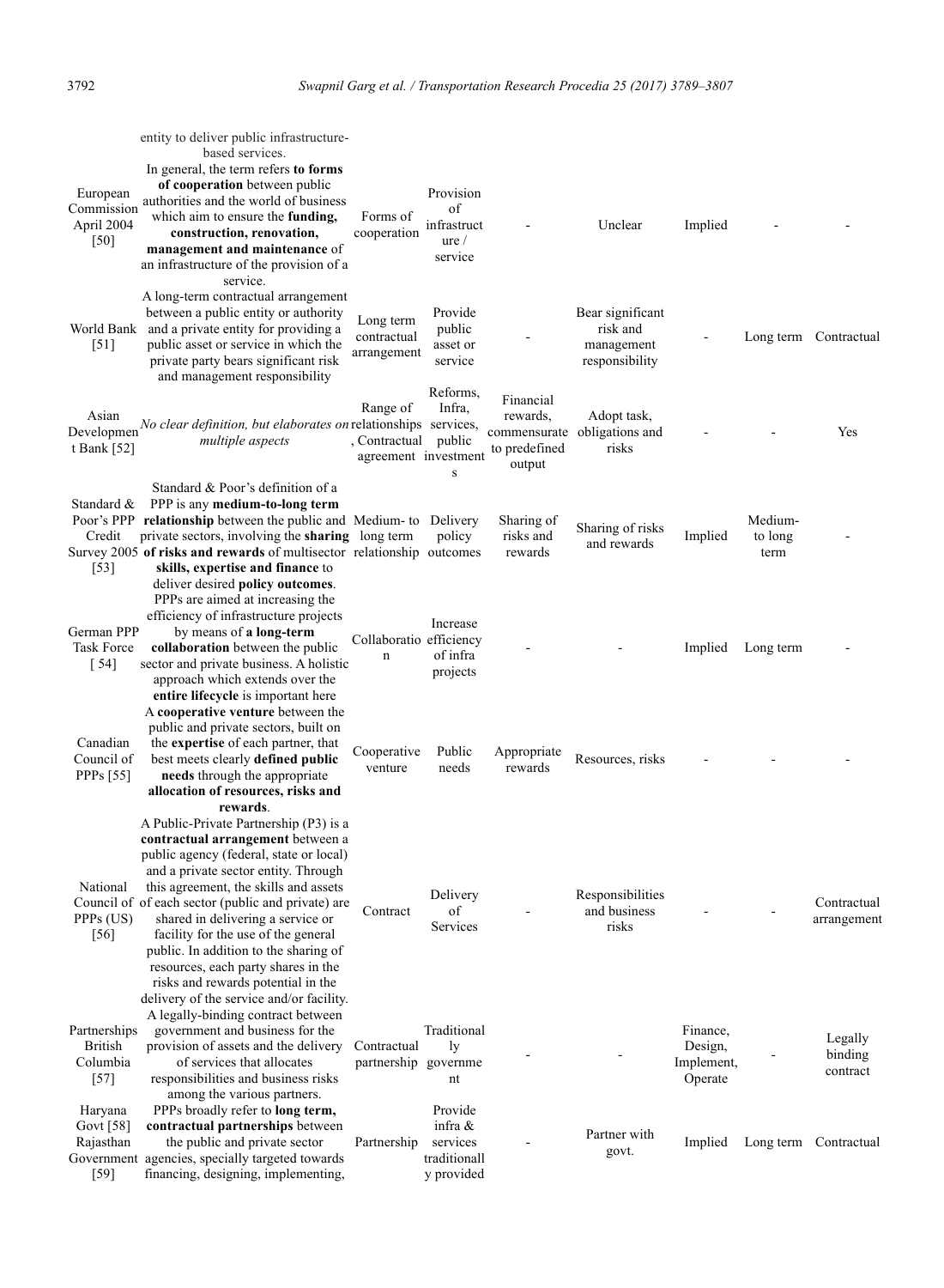| | | | | | | | | |
|---|---|---|---|---|---|---|---|---|
| | entity to deliver public infrastructure-based services. | | | | | | | |
| European Commission April 2004 [50] | In general, the term refers **to forms of cooperation** between public authorities and the world of business which aim to ensure the **funding, construction, renovation, management and maintenance** of an infrastructure of the provision of a service. | Forms of cooperation | Provision of infrastructure / service | - | Unclear | Implied | - | - |
| World Bank [51] | A long-term contractual arrangement between a public entity or authority and a private entity for providing a public asset or service in which the private party bears significant risk and management responsibility | Long term contractual arrangement | Provide public asset or service | - | Bear significant risk and management responsibility | - | Long term | Contractual |
| Asian Development Bank [52] | *No clear definition, but elaborates on multiple aspects* | Range of relationships, Contractual agreement | Reforms, Infra, services, public investments | Financial rewards, commensurate to predefined output | Adopt task, obligations and risks | - | - | Yes |
| Standard & Poor's PPP Credit Survey 2005 [53] | Standard & Poor's definition of a PPP is any **medium-to-long term relationship** between the public and private sectors, involving the **sharing of risks and rewards** of multisector **skills, expertise and finance** to deliver desired **policy outcomes**. | Medium- to long term relationship | Delivery policy outcomes | Sharing of risks and rewards | Sharing of risks and rewards | Implied | Medium- to long term | - |
| German PPP Task Force [ 54] | PPPs are aimed at increasing the efficiency of infrastructure projects by means of **a long-term collaboration** between the public sector and private business. A holistic approach which extends over the **entire lifecycle** is important here | Collaboration | Increase efficiency of infra projects | - | - | Implied | Long term | - |
| Canadian Council of PPPs [55] | A **cooperative venture** between the public and private sectors, built on the **expertise** of each partner, that best meets clearly **defined public needs** through the appropriate **allocation of resources, risks and rewards**. | Cooperative venture | Public needs | Appropriate rewards | Resources, risks | - | - | - |
| National Council of PPPs (US) [56] | A Public-Private Partnership (P3) is a **contractual arrangement** between a public agency (federal, state or local) and a private sector entity. Through this agreement, the skills and assets of each sector (public and private) are shared in delivering a service or facility for the use of the general public. In addition to the sharing of resources, each party shares in the risks and rewards potential in the delivery of the service and/or facility. | Contract | Delivery of Services | - | Responsibilities and business risks | - | - | Contractual arrangement |
| Partnerships British Columbia [57] | A legally-binding contract between government and business for the provision of assets and the delivery of services that allocates responsibilities and business risks among the various partners. | Contractual partnership | Traditionally government | - | - | Finance, Design, Implement, Operate | - | Legally binding contract |
| Haryana Govt [58] Rajasthan Government [59] | PPPs broadly refer to **long term, contractual partnerships** between the public and private sector agencies, specially targeted towards financing, designing, implementing, | Partnership | Provide infra & services traditionally provided | - | Partner with govt. | Implied | Long term | Contractual |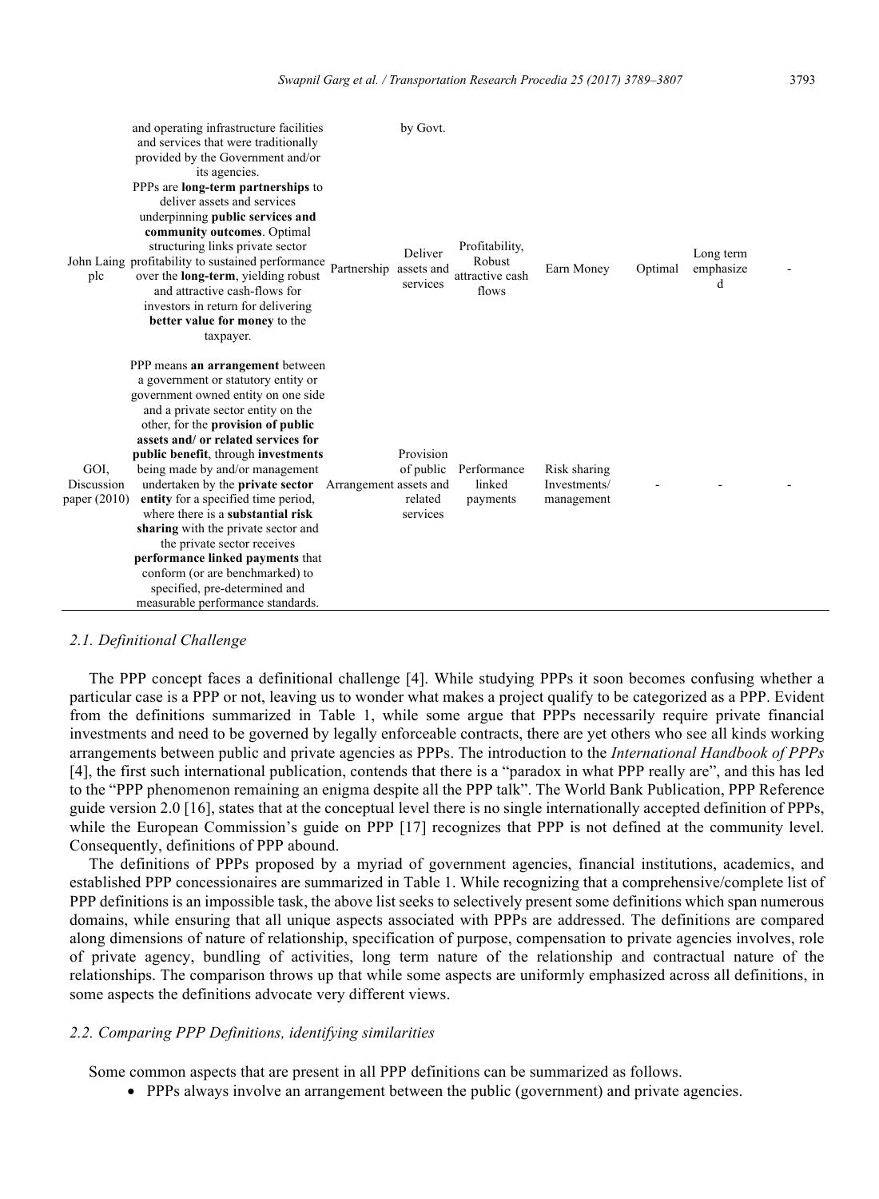| | and operating infrastructure facilities and services that were traditionally provided by the Government and/or its agencies. | | by Govt. | | | | | |
|---|---|---|---|---|---|---|---|---|
| John Laing plc | PPPs are **long-term partnerships** to deliver assets and services underpinning **public services and community outcomes**. Optimal structuring links private sector profitability to sustained performance over the **long-term**, yielding robust and attractive cash-flows for investors in return for delivering **better value for money** to the taxpayer. | Partnership | Deliver assets and services | Profitability, Robust attractive cash flows | Earn Money | Optimal | Long term emphasized | - |
| GOI, Discussion paper (2010) | PPP means **an arrangement** between a government or statutory entity or government owned entity on one side and a private sector entity on the other, for the **provision of public assets and/ or related services for public benefit**, through **investments** being made by and/or management undertaken by the **private sector entity** for a specified time period, where there is a **substantial risk sharing** with the private sector and the private sector receives **performance linked payments** that conform (or are benchmarked) to specified, pre-determined and measurable performance standards. | Arrangement | Provision of public assets and related services | Performance linked payments | Risk sharing Investments/ management | - | - | - |

### *2.1. Definitional Challenge*

The PPP concept faces a definitional challenge [4]. While studying PPPs it soon becomes confusing whether a particular case is a PPP or not, leaving us to wonder what makes a project qualify to be categorized as a PPP. Evident from the definitions summarized in Table 1, while some argue that PPPs necessarily require private financial investments and need to be governed by legally enforceable contracts, there are yet others who see all kinds working arrangements between public and private agencies as PPPs. The introduction to the *International Handbook of PPPs* [4], the first such international publication, contends that there is a "paradox in what PPP really are", and this has led to the "PPP phenomenon remaining an enigma despite all the PPP talk". The World Bank Publication, PPP Reference guide version 2.0 [16], states that at the conceptual level there is no single internationally accepted definition of PPPs, while the European Commission's guide on PPP [17] recognizes that PPP is not defined at the community level. Consequently, definitions of PPP abound.

The definitions of PPPs proposed by a myriad of government agencies, financial institutions, academics, and established PPP concessionaires are summarized in Table 1. While recognizing that a comprehensive/complete list of PPP definitions is an impossible task, the above list seeks to selectively present some definitions which span numerous domains, while ensuring that all unique aspects associated with PPPs are addressed. The definitions are compared along dimensions of nature of relationship, specification of purpose, compensation to private agencies involves, role of private agency, bundling of activities, long term nature of the relationship and contractual nature of the relationships. The comparison throws up that while some aspects are uniformly emphasized across all definitions, in some aspects the definitions advocate very different views.

### *2.2. Comparing PPP Definitions, identifying similarities*

Some common aspects that are present in all PPP definitions can be summarized as follows.

- PPPs always involve an arrangement between the public (government) and private agencies.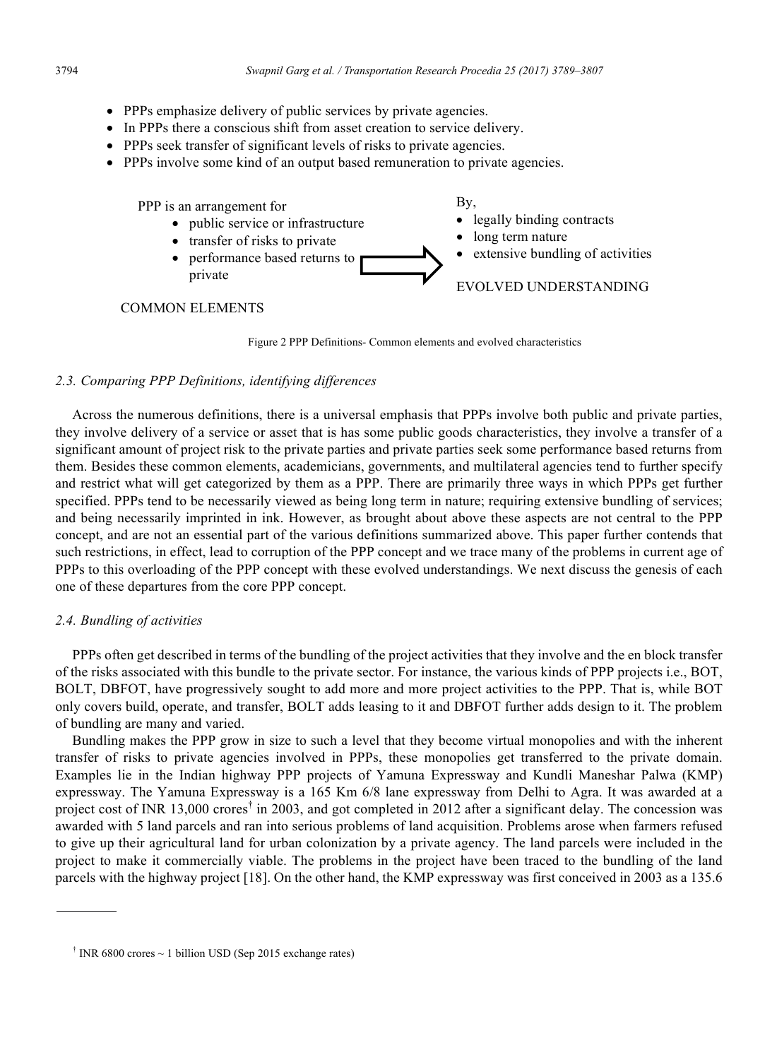- PPPs emphasize delivery of public services by private agencies.
- In PPPs there a conscious shift from asset creation to service delivery.
- PPPs seek transfer of significant levels of risks to private agencies.
- PPPs involve some kind of an output based remuneration to private agencies.

PPP is an arrangement for
- public service or infrastructure
- transfer of risks to private
- performance based returns to private

COMMON ELEMENTS

By,
- legally binding contracts
- long term nature
- extensive bundling of activities

EVOLVED UNDERSTANDING

Figure 2 PPP Definitions- Common elements and evolved characteristics

### *2.3. Comparing PPP Definitions, identifying differences*

Across the numerous definitions, there is a universal emphasis that PPPs involve both public and private parties, they involve delivery of a service or asset that is has some public goods characteristics, they involve a transfer of a significant amount of project risk to the private parties and private parties seek some performance based returns from them. Besides these common elements, academicians, governments, and multilateral agencies tend to further specify and restrict what will get categorized by them as a PPP. There are primarily three ways in which PPPs get further specified. PPPs tend to be necessarily viewed as being long term in nature; requiring extensive bundling of services; and being necessarily imprinted in ink. However, as brought about above these aspects are not central to the PPP concept, and are not an essential part of the various definitions summarized above. This paper further contends that such restrictions, in effect, lead to corruption of the PPP concept and we trace many of the problems in current age of PPPs to this overloading of the PPP concept with these evolved understandings. We next discuss the genesis of each one of these departures from the core PPP concept.

### *2.4. Bundling of activities*

PPPs often get described in terms of the bundling of the project activities that they involve and the en block transfer of the risks associated with this bundle to the private sector. For instance, the various kinds of PPP projects i.e., BOT, BOLT, DBFOT, have progressively sought to add more and more project activities to the PPP. That is, while BOT only covers build, operate, and transfer, BOLT adds leasing to it and DBFOT further adds design to it. The problem of bundling are many and varied.

Bundling makes the PPP grow in size to such a level that they become virtual monopolies and with the inherent transfer of risks to private agencies involved in PPPs, these monopolies get transferred to the private domain. Examples lie in the Indian highway PPP projects of Yamuna Expressway and Kundli Maneshar Palwa (KMP) expressway. The Yamuna Expressway is a 165 Km 6/8 lane expressway from Delhi to Agra. It was awarded at a project cost of INR 13,000 crores[†] in 2003, and got completed in 2012 after a significant delay. The concession was awarded with 5 land parcels and ran into serious problems of land acquisition. Problems arose when farmers refused to give up their agricultural land for urban colonization by a private agency. The land parcels were included in the project to make it commercially viable. The problems in the project have been traced to the bundling of the land parcels with the highway project [18]. On the other hand, the KMP expressway was first conceived in 2003 as a 135.6

[†] INR 6800 crores ~ 1 billion USD (Sep 2015 exchange rates)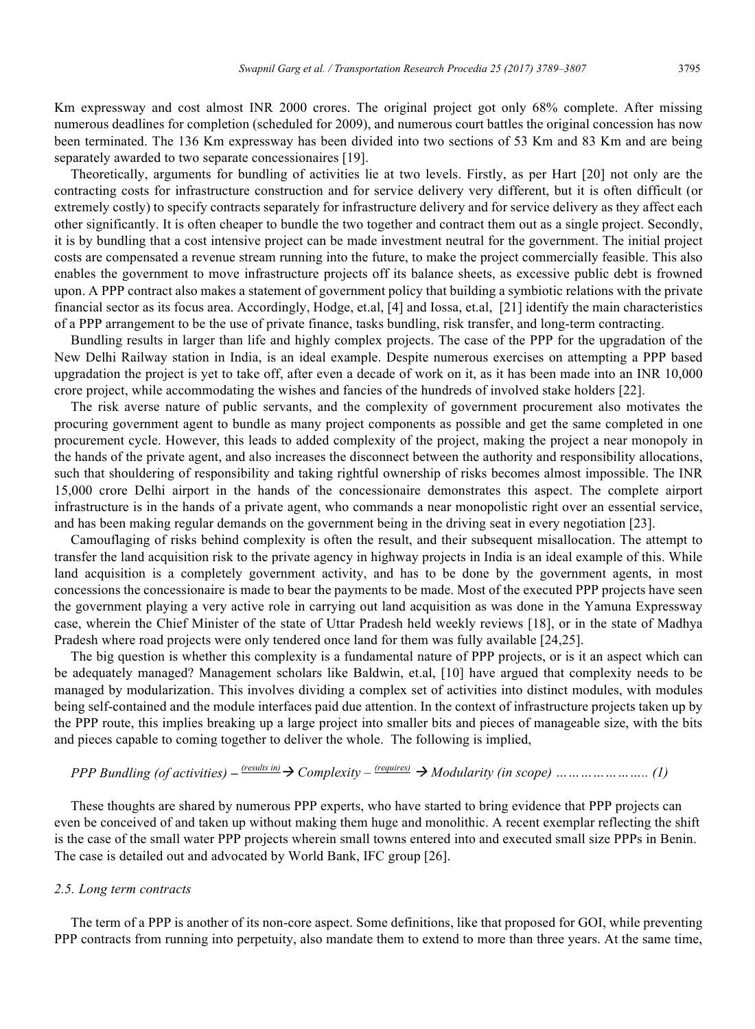Km expressway and cost almost INR 2000 crores. The original project got only 68% complete. After missing numerous deadlines for completion (scheduled for 2009), and numerous court battles the original concession has now been terminated. The 136 Km expressway has been divided into two sections of 53 Km and 83 Km and are being separately awarded to two separate concessionaires [19].

Theoretically, arguments for bundling of activities lie at two levels. Firstly, as per Hart [20] not only are the contracting costs for infrastructure construction and for service delivery very different, but it is often difficult (or extremely costly) to specify contracts separately for infrastructure delivery and for service delivery as they affect each other significantly. It is often cheaper to bundle the two together and contract them out as a single project. Secondly, it is by bundling that a cost intensive project can be made investment neutral for the government. The initial project costs are compensated a revenue stream running into the future, to make the project commercially feasible. This also enables the government to move infrastructure projects off its balance sheets, as excessive public debt is frowned upon. A PPP contract also makes a statement of government policy that building a symbiotic relations with the private financial sector as its focus area. Accordingly, Hodge, et.al, [4] and Iossa, et.al, [21] identify the main characteristics of a PPP arrangement to be the use of private finance, tasks bundling, risk transfer, and long-term contracting.

Bundling results in larger than life and highly complex projects. The case of the PPP for the upgradation of the New Delhi Railway station in India, is an ideal example. Despite numerous exercises on attempting a PPP based upgradation the project is yet to take off, after even a decade of work on it, as it has been made into an INR 10,000 crore project, while accommodating the wishes and fancies of the hundreds of involved stake holders [22].

The risk averse nature of public servants, and the complexity of government procurement also motivates the procuring government agent to bundle as many project components as possible and get the same completed in one procurement cycle. However, this leads to added complexity of the project, making the project a near monopoly in the hands of the private agent, and also increases the disconnect between the authority and responsibility allocations, such that shouldering of responsibility and taking rightful ownership of risks becomes almost impossible. The INR 15,000 crore Delhi airport in the hands of the concessionaire demonstrates this aspect. The complete airport infrastructure is in the hands of a private agent, who commands a near monopolistic right over an essential service, and has been making regular demands on the government being in the driving seat in every negotiation [23].

Camouflaging of risks behind complexity is often the result, and their subsequent misallocation. The attempt to transfer the land acquisition risk to the private agency in highway projects in India is an ideal example of this. While land acquisition is a completely government activity, and has to be done by the government agents, in most concessions the concessionaire is made to bear the payments to be made. Most of the executed PPP projects have seen the government playing a very active role in carrying out land acquisition as was done in the Yamuna Expressway case, wherein the Chief Minister of the state of Uttar Pradesh held weekly reviews [18], or in the state of Madhya Pradesh where road projects were only tendered once land for them was fully available [24,25].

The big question is whether this complexity is a fundamental nature of PPP projects, or is it an aspect which can be adequately managed? Management scholars like Baldwin, et.al, [10] have argued that complexity needs to be managed by modularization. This involves dividing a complex set of activities into distinct modules, with modules being self-contained and the module interfaces paid due attention. In the context of infrastructure projects taken up by the PPP route, this implies breaking up a large project into smaller bits and pieces of manageable size, with the bits and pieces capable to coming together to deliver the whole. The following is implied,

*PPP Bundling (of activities)* – $\xrightarrow{\text{(results in)}}$ *Complexity* – $\xrightarrow{\text{(requires)}}$ *Modularity (in scope)* ………………….. *(1)*

These thoughts are shared by numerous PPP experts, who have started to bring evidence that PPP projects can even be conceived of and taken up without making them huge and monolithic. A recent exemplar reflecting the shift is the case of the small water PPP projects wherein small towns entered into and executed small size PPPs in Benin. The case is detailed out and advocated by World Bank, IFC group [26].

### *2.5. Long term contracts*

The term of a PPP is another of its non-core aspect. Some definitions, like that proposed for GOI, while preventing PPP contracts from running into perpetuity, also mandate them to extend to more than three years. At the same time,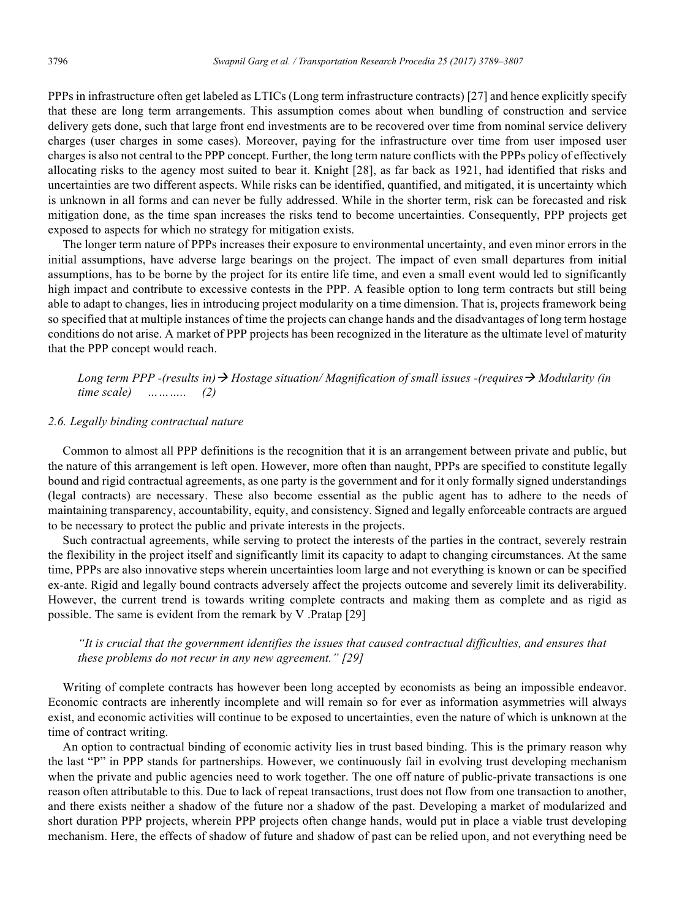PPPs in infrastructure often get labeled as LTICs (Long term infrastructure contracts) [27] and hence explicitly specify that these are long term arrangements. This assumption comes about when bundling of construction and service delivery gets done, such that large front end investments are to be recovered over time from nominal service delivery charges (user charges in some cases). Moreover, paying for the infrastructure over time from user imposed user charges is also not central to the PPP concept. Further, the long term nature conflicts with the PPPs policy of effectively allocating risks to the agency most suited to bear it. Knight [28], as far back as 1921, had identified that risks and uncertainties are two different aspects. While risks can be identified, quantified, and mitigated, it is uncertainty which is unknown in all forms and can never be fully addressed. While in the shorter term, risk can be forecasted and risk mitigation done, as the time span increases the risks tend to become uncertainties. Consequently, PPP projects get exposed to aspects for which no strategy for mitigation exists.

The longer term nature of PPPs increases their exposure to environmental uncertainty, and even minor errors in the initial assumptions, have adverse large bearings on the project. The impact of even small departures from initial assumptions, has to be borne by the project for its entire life time, and even a small event would led to significantly high impact and contribute to excessive contests in the PPP. A feasible option to long term contracts but still being able to adapt to changes, lies in introducing project modularity on a time dimension. That is, projects framework being so specified that at multiple instances of time the projects can change hands and the disadvantages of long term hostage conditions do not arise. A market of PPP projects has been recognized in the literature as the ultimate level of maturity that the PPP concept would reach.

*Long term PPP -(results in)→ Hostage situation/ Magnification of small issues -(requires→ Modularity (in time scale) ……….. (2)*

### 2.6. Legally binding contractual nature

Common to almost all PPP definitions is the recognition that it is an arrangement between private and public, but the nature of this arrangement is left open. However, more often than naught, PPPs are specified to constitute legally bound and rigid contractual agreements, as one party is the government and for it only formally signed understandings (legal contracts) are necessary. These also become essential as the public agent has to adhere to the needs of maintaining transparency, accountability, equity, and consistency. Signed and legally enforceable contracts are argued to be necessary to protect the public and private interests in the projects.

Such contractual agreements, while serving to protect the interests of the parties in the contract, severely restrain the flexibility in the project itself and significantly limit its capacity to adapt to changing circumstances. At the same time, PPPs are also innovative steps wherein uncertainties loom large and not everything is known or can be specified ex-ante. Rigid and legally bound contracts adversely affect the projects outcome and severely limit its deliverability. However, the current trend is towards writing complete contracts and making them as complete and as rigid as possible. The same is evident from the remark by V .Pratap [29]

> *"It is crucial that the government identifies the issues that caused contractual difficulties, and ensures that these problems do not recur in any new agreement." [29]*

Writing of complete contracts has however been long accepted by economists as being an impossible endeavor. Economic contracts are inherently incomplete and will remain so for ever as information asymmetries will always exist, and economic activities will continue to be exposed to uncertainties, even the nature of which is unknown at the time of contract writing.

An option to contractual binding of economic activity lies in trust based binding. This is the primary reason why the last "P" in PPP stands for partnerships. However, we continuously fail in evolving trust developing mechanism when the private and public agencies need to work together. The one off nature of public-private transactions is one reason often attributable to this. Due to lack of repeat transactions, trust does not flow from one transaction to another, and there exists neither a shadow of the future nor a shadow of the past. Developing a market of modularized and short duration PPP projects, wherein PPP projects often change hands, would put in place a viable trust developing mechanism. Here, the effects of shadow of future and shadow of past can be relied upon, and not everything need be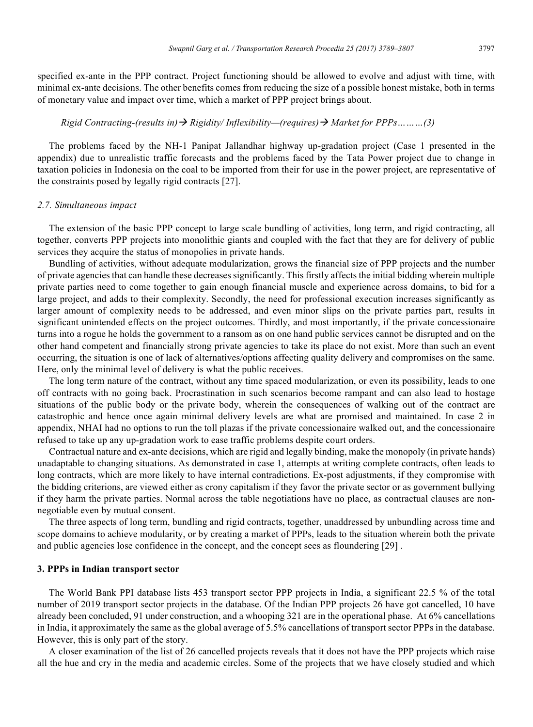specified ex-ante in the PPP contract. Project functioning should be allowed to evolve and adjust with time, with minimal ex-ante decisions. The other benefits comes from reducing the size of a possible honest mistake, both in terms of monetary value and impact over time, which a market of PPP project brings about.

*Rigid Contracting-(results in)→ Rigidity/ Inflexibility—(requires)→ Market for PPPs………(3)*

The problems faced by the NH-1 Panipat Jallandhar highway up-gradation project (Case 1 presented in the appendix) due to unrealistic traffic forecasts and the problems faced by the Tata Power project due to change in taxation policies in Indonesia on the coal to be imported from their for use in the power project, are representative of the constraints posed by legally rigid contracts [27].

### *2.7. Simultaneous impact*

The extension of the basic PPP concept to large scale bundling of activities, long term, and rigid contracting, all together, converts PPP projects into monolithic giants and coupled with the fact that they are for delivery of public services they acquire the status of monopolies in private hands.

Bundling of activities, without adequate modularization, grows the financial size of PPP projects and the number of private agencies that can handle these decreases significantly. This firstly affects the initial bidding wherein multiple private parties need to come together to gain enough financial muscle and experience across domains, to bid for a large project, and adds to their complexity. Secondly, the need for professional execution increases significantly as larger amount of complexity needs to be addressed, and even minor slips on the private parties part, results in significant unintended effects on the project outcomes. Thirdly, and most importantly, if the private concessionaire turns into a rogue he holds the government to a ransom as on one hand public services cannot be disrupted and on the other hand competent and financially strong private agencies to take its place do not exist. More than such an event occurring, the situation is one of lack of alternatives/options affecting quality delivery and compromises on the same. Here, only the minimal level of delivery is what the public receives.

The long term nature of the contract, without any time spaced modularization, or even its possibility, leads to one off contracts with no going back. Procrastination in such scenarios become rampant and can also lead to hostage situations of the public body or the private body, wherein the consequences of walking out of the contract are catastrophic and hence once again minimal delivery levels are what are promised and maintained. In case 2 in appendix, NHAI had no options to run the toll plazas if the private concessionaire walked out, and the concessionaire refused to take up any up-gradation work to ease traffic problems despite court orders.

Contractual nature and ex-ante decisions, which are rigid and legally binding, make the monopoly (in private hands) unadaptable to changing situations. As demonstrated in case 1, attempts at writing complete contracts, often leads to long contracts, which are more likely to have internal contradictions. Ex-post adjustments, if they compromise with the bidding criterions, are viewed either as crony capitalism if they favor the private sector or as government bullying if they harm the private parties. Normal across the table negotiations have no place, as contractual clauses are non-negotiable even by mutual consent.

The three aspects of long term, bundling and rigid contracts, together, unaddressed by unbundling across time and scope domains to achieve modularity, or by creating a market of PPPs, leads to the situation wherein both the private and public agencies lose confidence in the concept, and the concept sees as floundering [29] .

## **3. PPPs in Indian transport sector**

The World Bank PPI database lists 453 transport sector PPP projects in India, a significant 22.5 % of the total number of 2019 transport sector projects in the database. Of the Indian PPP projects 26 have got cancelled, 10 have already been concluded, 91 under construction, and a whooping 321 are in the operational phase. At 6% cancellations in India, it approximately the same as the global average of 5.5% cancellations of transport sector PPPs in the database. However, this is only part of the story.

A closer examination of the list of 26 cancelled projects reveals that it does not have the PPP projects which raise all the hue and cry in the media and academic circles. Some of the projects that we have closely studied and which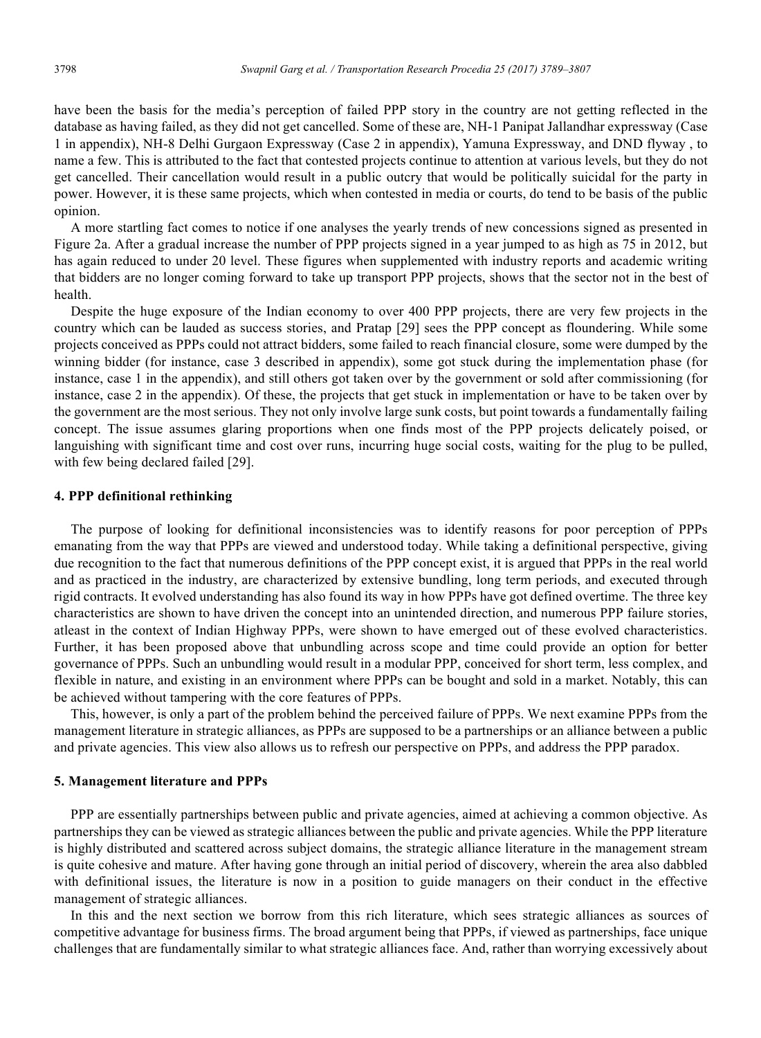have been the basis for the media's perception of failed PPP story in the country are not getting reflected in the database as having failed, as they did not get cancelled. Some of these are, NH-1 Panipat Jallandhar expressway (Case 1 in appendix), NH-8 Delhi Gurgaon Expressway (Case 2 in appendix), Yamuna Expressway, and DND flyway , to name a few. This is attributed to the fact that contested projects continue to attention at various levels, but they do not get cancelled. Their cancellation would result in a public outcry that would be politically suicidal for the party in power. However, it is these same projects, which when contested in media or courts, do tend to be basis of the public opinion.

A more startling fact comes to notice if one analyses the yearly trends of new concessions signed as presented in Figure 2a. After a gradual increase the number of PPP projects signed in a year jumped to as high as 75 in 2012, but has again reduced to under 20 level. These figures when supplemented with industry reports and academic writing that bidders are no longer coming forward to take up transport PPP projects, shows that the sector not in the best of health.

Despite the huge exposure of the Indian economy to over 400 PPP projects, there are very few projects in the country which can be lauded as success stories, and Pratap [29] sees the PPP concept as floundering. While some projects conceived as PPPs could not attract bidders, some failed to reach financial closure, some were dumped by the winning bidder (for instance, case 3 described in appendix), some got stuck during the implementation phase (for instance, case 1 in the appendix), and still others got taken over by the government or sold after commissioning (for instance, case 2 in the appendix). Of these, the projects that get stuck in implementation or have to be taken over by the government are the most serious. They not only involve large sunk costs, but point towards a fundamentally failing concept. The issue assumes glaring proportions when one finds most of the PPP projects delicately poised, or languishing with significant time and cost over runs, incurring huge social costs, waiting for the plug to be pulled, with few being declared failed [29].

## 4. PPP definitional rethinking

The purpose of looking for definitional inconsistencies was to identify reasons for poor perception of PPPs emanating from the way that PPPs are viewed and understood today. While taking a definitional perspective, giving due recognition to the fact that numerous definitions of the PPP concept exist, it is argued that PPPs in the real world and as practiced in the industry, are characterized by extensive bundling, long term periods, and executed through rigid contracts. It evolved understanding has also found its way in how PPPs have got defined overtime. The three key characteristics are shown to have driven the concept into an unintended direction, and numerous PPP failure stories, atleast in the context of Indian Highway PPPs, were shown to have emerged out of these evolved characteristics. Further, it has been proposed above that unbundling across scope and time could provide an option for better governance of PPPs. Such an unbundling would result in a modular PPP, conceived for short term, less complex, and flexible in nature, and existing in an environment where PPPs can be bought and sold in a market. Notably, this can be achieved without tampering with the core features of PPPs.

This, however, is only a part of the problem behind the perceived failure of PPPs. We next examine PPPs from the management literature in strategic alliances, as PPPs are supposed to be a partnerships or an alliance between a public and private agencies. This view also allows us to refresh our perspective on PPPs, and address the PPP paradox.

## 5. Management literature and PPPs

PPP are essentially partnerships between public and private agencies, aimed at achieving a common objective. As partnerships they can be viewed as strategic alliances between the public and private agencies. While the PPP literature is highly distributed and scattered across subject domains, the strategic alliance literature in the management stream is quite cohesive and mature. After having gone through an initial period of discovery, wherein the area also dabbled with definitional issues, the literature is now in a position to guide managers on their conduct in the effective management of strategic alliances.

In this and the next section we borrow from this rich literature, which sees strategic alliances as sources of competitive advantage for business firms. The broad argument being that PPPs, if viewed as partnerships, face unique challenges that are fundamentally similar to what strategic alliances face. And, rather than worrying excessively about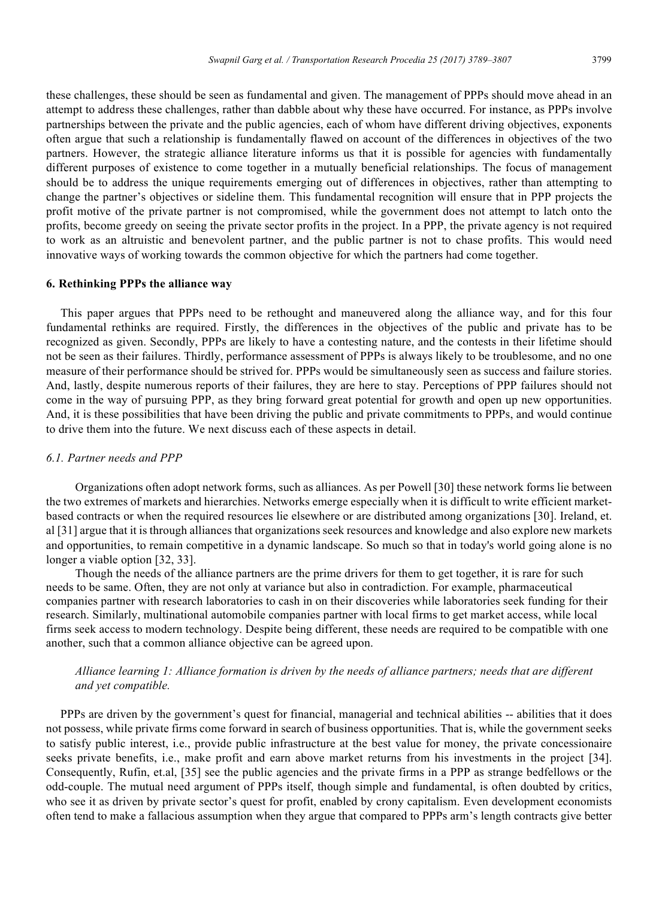these challenges, these should be seen as fundamental and given. The management of PPPs should move ahead in an attempt to address these challenges, rather than dabble about why these have occurred. For instance, as PPPs involve partnerships between the private and the public agencies, each of whom have different driving objectives, exponents often argue that such a relationship is fundamentally flawed on account of the differences in objectives of the two partners. However, the strategic alliance literature informs us that it is possible for agencies with fundamentally different purposes of existence to come together in a mutually beneficial relationships. The focus of management should be to address the unique requirements emerging out of differences in objectives, rather than attempting to change the partner's objectives or sideline them. This fundamental recognition will ensure that in PPP projects the profit motive of the private partner is not compromised, while the government does not attempt to latch onto the profits, become greedy on seeing the private sector profits in the project. In a PPP, the private agency is not required to work as an altruistic and benevolent partner, and the public partner is not to chase profits. This would need innovative ways of working towards the common objective for which the partners had come together.

## 6. Rethinking PPPs the alliance way

This paper argues that PPPs need to be rethought and maneuvered along the alliance way, and for this four fundamental rethinks are required. Firstly, the differences in the objectives of the public and private has to be recognized as given. Secondly, PPPs are likely to have a contesting nature, and the contests in their lifetime should not be seen as their failures. Thirdly, performance assessment of PPPs is always likely to be troublesome, and no one measure of their performance should be strived for. PPPs would be simultaneously seen as success and failure stories. And, lastly, despite numerous reports of their failures, they are here to stay. Perceptions of PPP failures should not come in the way of pursuing PPP, as they bring forward great potential for growth and open up new opportunities. And, it is these possibilities that have been driving the public and private commitments to PPPs, and would continue to drive them into the future. We next discuss each of these aspects in detail.

### *6.1. Partner needs and PPP*

Organizations often adopt network forms, such as alliances. As per Powell [30] these network forms lie between the two extremes of markets and hierarchies. Networks emerge especially when it is difficult to write efficient market-based contracts or when the required resources lie elsewhere or are distributed among organizations [30]. Ireland, et. al [31] argue that it is through alliances that organizations seek resources and knowledge and also explore new markets and opportunities, to remain competitive in a dynamic landscape. So much so that in today's world going alone is no longer a viable option [32, 33].

Though the needs of the alliance partners are the prime drivers for them to get together, it is rare for such needs to be same. Often, they are not only at variance but also in contradiction. For example, pharmaceutical companies partner with research laboratories to cash in on their discoveries while laboratories seek funding for their research. Similarly, multinational automobile companies partner with local firms to get market access, while local firms seek access to modern technology. Despite being different, these needs are required to be compatible with one another, such that a common alliance objective can be agreed upon.

*Alliance learning 1: Alliance formation is driven by the needs of alliance partners; needs that are different and yet compatible.*

PPPs are driven by the government's quest for financial, managerial and technical abilities -- abilities that it does not possess, while private firms come forward in search of business opportunities. That is, while the government seeks to satisfy public interest, i.e., provide public infrastructure at the best value for money, the private concessionaire seeks private benefits, i.e., make profit and earn above market returns from his investments in the project [34]. Consequently, Rufin, et.al, [35] see the public agencies and the private firms in a PPP as strange bedfellows or the odd-couple. The mutual need argument of PPPs itself, though simple and fundamental, is often doubted by critics, who see it as driven by private sector's quest for profit, enabled by crony capitalism. Even development economists often tend to make a fallacious assumption when they argue that compared to PPPs arm's length contracts give better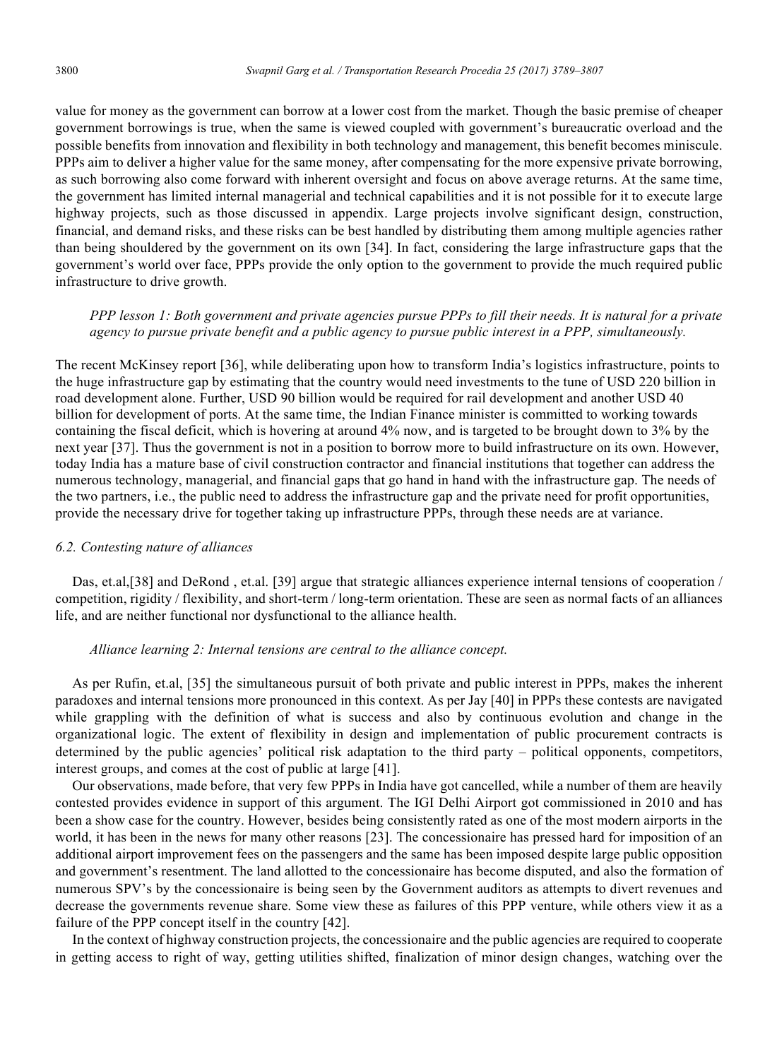value for money as the government can borrow at a lower cost from the market. Though the basic premise of cheaper government borrowings is true, when the same is viewed coupled with government's bureaucratic overload and the possible benefits from innovation and flexibility in both technology and management, this benefit becomes miniscule. PPPs aim to deliver a higher value for the same money, after compensating for the more expensive private borrowing, as such borrowing also come forward with inherent oversight and focus on above average returns. At the same time, the government has limited internal managerial and technical capabilities and it is not possible for it to execute large highway projects, such as those discussed in appendix. Large projects involve significant design, construction, financial, and demand risks, and these risks can be best handled by distributing them among multiple agencies rather than being shouldered by the government on its own [34]. In fact, considering the large infrastructure gaps that the government's world over face, PPPs provide the only option to the government to provide the much required public infrastructure to drive growth.

*PPP lesson 1: Both government and private agencies pursue PPPs to fill their needs. It is natural for a private agency to pursue private benefit and a public agency to pursue public interest in a PPP, simultaneously.*

The recent McKinsey report [36], while deliberating upon how to transform India's logistics infrastructure, points to the huge infrastructure gap by estimating that the country would need investments to the tune of USD 220 billion in road development alone. Further, USD 90 billion would be required for rail development and another USD 40 billion for development of ports. At the same time, the Indian Finance minister is committed to working towards containing the fiscal deficit, which is hovering at around 4% now, and is targeted to be brought down to 3% by the next year [37]. Thus the government is not in a position to borrow more to build infrastructure on its own. However, today India has a mature base of civil construction contractor and financial institutions that together can address the numerous technology, managerial, and financial gaps that go hand in hand with the infrastructure gap. The needs of the two partners, i.e., the public need to address the infrastructure gap and the private need for profit opportunities, provide the necessary drive for together taking up infrastructure PPPs, through these needs are at variance.

### 6.2. Contesting nature of alliances

Das, et.al,[38] and DeRond , et.al. [39] argue that strategic alliances experience internal tensions of cooperation / competition, rigidity / flexibility, and short-term / long-term orientation. These are seen as normal facts of an alliances life, and are neither functional nor dysfunctional to the alliance health.

*Alliance learning 2: Internal tensions are central to the alliance concept.*

As per Rufin, et.al, [35] the simultaneous pursuit of both private and public interest in PPPs, makes the inherent paradoxes and internal tensions more pronounced in this context. As per Jay [40] in PPPs these contests are navigated while grappling with the definition of what is success and also by continuous evolution and change in the organizational logic. The extent of flexibility in design and implementation of public procurement contracts is determined by the public agencies' political risk adaptation to the third party – political opponents, competitors, interest groups, and comes at the cost of public at large [41].

Our observations, made before, that very few PPPs in India have got cancelled, while a number of them are heavily contested provides evidence in support of this argument. The IGI Delhi Airport got commissioned in 2010 and has been a show case for the country. However, besides being consistently rated as one of the most modern airports in the world, it has been in the news for many other reasons [23]. The concessionaire has pressed hard for imposition of an additional airport improvement fees on the passengers and the same has been imposed despite large public opposition and government's resentment. The land allotted to the concessionaire has become disputed, and also the formation of numerous SPV's by the concessionaire is being seen by the Government auditors as attempts to divert revenues and decrease the governments revenue share. Some view these as failures of this PPP venture, while others view it as a failure of the PPP concept itself in the country [42].

In the context of highway construction projects, the concessionaire and the public agencies are required to cooperate in getting access to right of way, getting utilities shifted, finalization of minor design changes, watching over the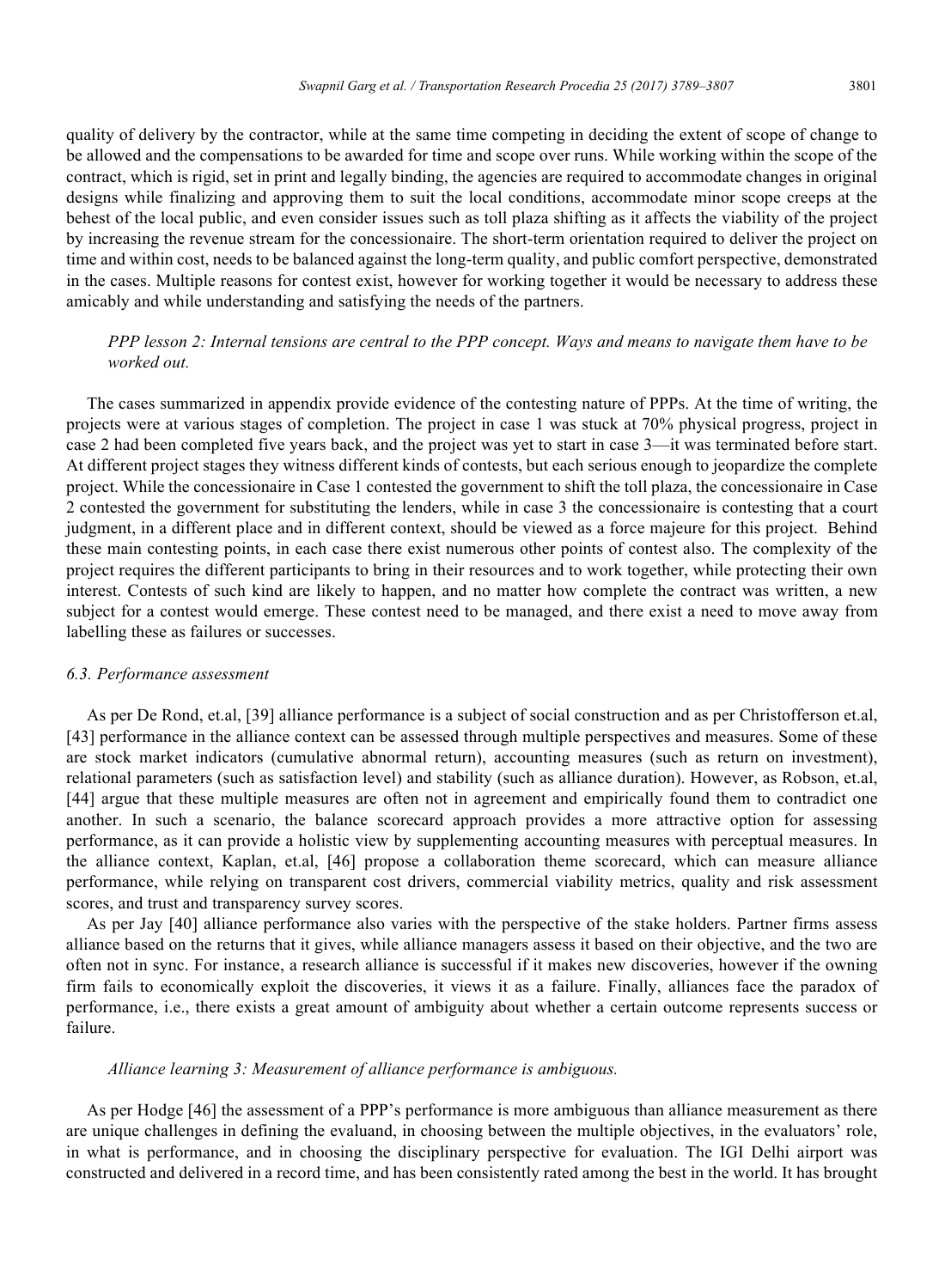quality of delivery by the contractor, while at the same time competing in deciding the extent of scope of change to be allowed and the compensations to be awarded for time and scope over runs. While working within the scope of the contract, which is rigid, set in print and legally binding, the agencies are required to accommodate changes in original designs while finalizing and approving them to suit the local conditions, accommodate minor scope creeps at the behest of the local public, and even consider issues such as toll plaza shifting as it affects the viability of the project by increasing the revenue stream for the concessionaire. The short-term orientation required to deliver the project on time and within cost, needs to be balanced against the long-term quality, and public comfort perspective, demonstrated in the cases. Multiple reasons for contest exist, however for working together it would be necessary to address these amicably and while understanding and satisfying the needs of the partners.

> *PPP lesson 2: Internal tensions are central to the PPP concept. Ways and means to navigate them have to be worked out.*

The cases summarized in appendix provide evidence of the contesting nature of PPPs. At the time of writing, the projects were at various stages of completion. The project in case 1 was stuck at 70% physical progress, project in case 2 had been completed five years back, and the project was yet to start in case 3—it was terminated before start. At different project stages they witness different kinds of contests, but each serious enough to jeopardize the complete project. While the concessionaire in Case 1 contested the government to shift the toll plaza, the concessionaire in Case 2 contested the government for substituting the lenders, while in case 3 the concessionaire is contesting that a court judgment, in a different place and in different context, should be viewed as a force majeure for this project. Behind these main contesting points, in each case there exist numerous other points of contest also. The complexity of the project requires the different participants to bring in their resources and to work together, while protecting their own interest. Contests of such kind are likely to happen, and no matter how complete the contract was written, a new subject for a contest would emerge. These contest need to be managed, and there exist a need to move away from labelling these as failures or successes.

### *6.3. Performance assessment*

As per De Rond, et.al, [39] alliance performance is a subject of social construction and as per Christofferson et.al, [43] performance in the alliance context can be assessed through multiple perspectives and measures. Some of these are stock market indicators (cumulative abnormal return), accounting measures (such as return on investment), relational parameters (such as satisfaction level) and stability (such as alliance duration). However, as Robson, et.al, [44] argue that these multiple measures are often not in agreement and empirically found them to contradict one another. In such a scenario, the balance scorecard approach provides a more attractive option for assessing performance, as it can provide a holistic view by supplementing accounting measures with perceptual measures. In the alliance context, Kaplan, et.al, [46] propose a collaboration theme scorecard, which can measure alliance performance, while relying on transparent cost drivers, commercial viability metrics, quality and risk assessment scores, and trust and transparency survey scores.

As per Jay [40] alliance performance also varies with the perspective of the stake holders. Partner firms assess alliance based on the returns that it gives, while alliance managers assess it based on their objective, and the two are often not in sync. For instance, a research alliance is successful if it makes new discoveries, however if the owning firm fails to economically exploit the discoveries, it views it as a failure. Finally, alliances face the paradox of performance, i.e., there exists a great amount of ambiguity about whether a certain outcome represents success or failure.

> *Alliance learning 3: Measurement of alliance performance is ambiguous.*

As per Hodge [46] the assessment of a PPP's performance is more ambiguous than alliance measurement as there are unique challenges in defining the evaluand, in choosing between the multiple objectives, in the evaluators' role, in what is performance, and in choosing the disciplinary perspective for evaluation. The IGI Delhi airport was constructed and delivered in a record time, and has been consistently rated among the best in the world. It has brought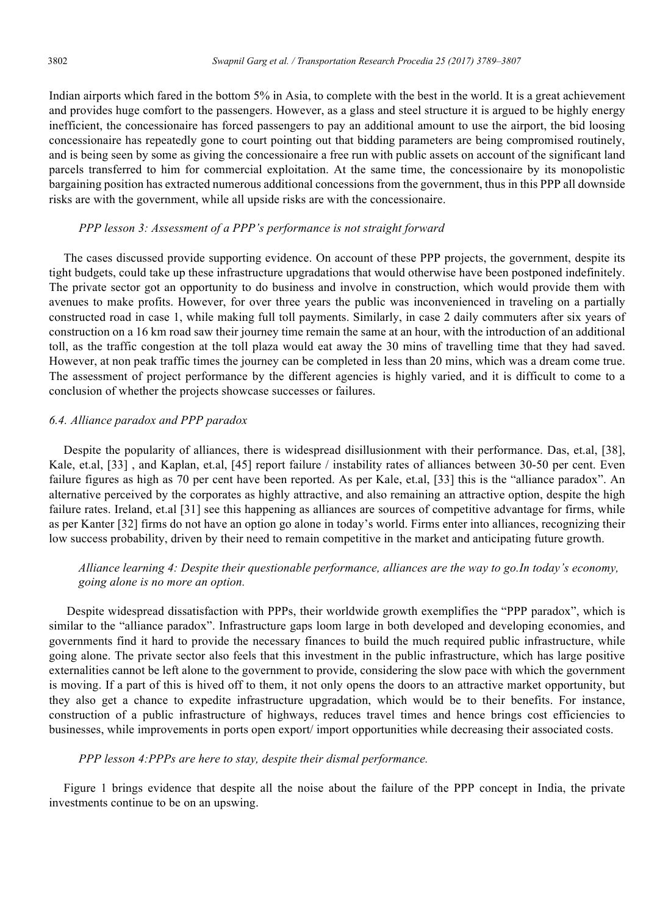Indian airports which fared in the bottom 5% in Asia, to complete with the best in the world. It is a great achievement and provides huge comfort to the passengers. However, as a glass and steel structure it is argued to be highly energy inefficient, the concessionaire has forced passengers to pay an additional amount to use the airport, the bid loosing concessionaire has repeatedly gone to court pointing out that bidding parameters are being compromised routinely, and is being seen by some as giving the concessionaire a free run with public assets on account of the significant land parcels transferred to him for commercial exploitation. At the same time, the concessionaire by its monopolistic bargaining position has extracted numerous additional concessions from the government, thus in this PPP all downside risks are with the government, while all upside risks are with the concessionaire.

*PPP lesson 3: Assessment of a PPP's performance is not straight forward*

The cases discussed provide supporting evidence. On account of these PPP projects, the government, despite its tight budgets, could take up these infrastructure upgradations that would otherwise have been postponed indefinitely. The private sector got an opportunity to do business and involve in construction, which would provide them with avenues to make profits. However, for over three years the public was inconvenienced in traveling on a partially constructed road in case 1, while making full toll payments. Similarly, in case 2 daily commuters after six years of construction on a 16 km road saw their journey time remain the same at an hour, with the introduction of an additional toll, as the traffic congestion at the toll plaza would eat away the 30 mins of travelling time that they had saved. However, at non peak traffic times the journey can be completed in less than 20 mins, which was a dream come true. The assessment of project performance by the different agencies is highly varied, and it is difficult to come to a conclusion of whether the projects showcase successes or failures.

### 6.4. Alliance paradox and PPP paradox

Despite the popularity of alliances, there is widespread disillusionment with their performance. Das, et.al, [38], Kale, et.al, [33] , and Kaplan, et.al, [45] report failure / instability rates of alliances between 30-50 per cent. Even failure figures as high as 70 per cent have been reported. As per Kale, et.al, [33] this is the "alliance paradox". An alternative perceived by the corporates as highly attractive, and also remaining an attractive option, despite the high failure rates. Ireland, et.al [31] see this happening as alliances are sources of competitive advantage for firms, while as per Kanter [32] firms do not have an option go alone in today's world. Firms enter into alliances, recognizing their low success probability, driven by their need to remain competitive in the market and anticipating future growth.

*Alliance learning 4: Despite their questionable performance, alliances are the way to go.In today's economy, going alone is no more an option.*

Despite widespread dissatisfaction with PPPs, their worldwide growth exemplifies the "PPP paradox", which is similar to the "alliance paradox". Infrastructure gaps loom large in both developed and developing economies, and governments find it hard to provide the necessary finances to build the much required public infrastructure, while going alone. The private sector also feels that this investment in the public infrastructure, which has large positive externalities cannot be left alone to the government to provide, considering the slow pace with which the government is moving. If a part of this is hived off to them, it not only opens the doors to an attractive market opportunity, but they also get a chance to expedite infrastructure upgradation, which would be to their benefits. For instance, construction of a public infrastructure of highways, reduces travel times and hence brings cost efficiencies to businesses, while improvements in ports open export/ import opportunities while decreasing their associated costs.

*PPP lesson 4:PPPs are here to stay, despite their dismal performance.*

Figure 1 brings evidence that despite all the noise about the failure of the PPP concept in India, the private investments continue to be on an upswing.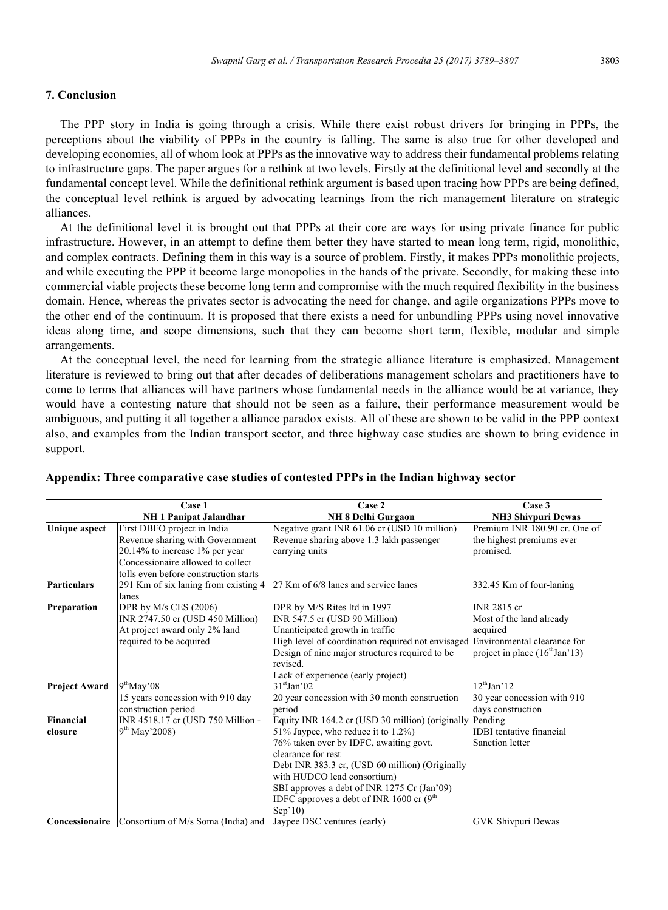## 7. Conclusion

The PPP story in India is going through a crisis. While there exist robust drivers for bringing in PPPs, the perceptions about the viability of PPPs in the country is falling. The same is also true for other developed and developing economies, all of whom look at PPPs as the innovative way to address their fundamental problems relating to infrastructure gaps. The paper argues for a rethink at two levels. Firstly at the definitional level and secondly at the fundamental concept level. While the definitional rethink argument is based upon tracing how PPPs are being defined, the conceptual level rethink is argued by advocating learnings from the rich management literature on strategic alliances.

At the definitional level it is brought out that PPPs at their core are ways for using private finance for public infrastructure. However, in an attempt to define them better they have started to mean long term, rigid, monolithic, and complex contracts. Defining them in this way is a source of problem. Firstly, it makes PPPs monolithic projects, and while executing the PPP it become large monopolies in the hands of the private. Secondly, for making these into commercial viable projects these become long term and compromise with the much required flexibility in the business domain. Hence, whereas the privates sector is advocating the need for change, and agile organizations PPPs move to the other end of the continuum. It is proposed that there exists a need for unbundling PPPs using novel innovative ideas along time, and scope dimensions, such that they can become short term, flexible, modular and simple arrangements.

At the conceptual level, the need for learning from the strategic alliance literature is emphasized. Management literature is reviewed to bring out that after decades of deliberations management scholars and practitioners have to come to terms that alliances will have partners whose fundamental needs in the alliance would be at variance, they would have a contesting nature that should not be seen as a failure, their performance measurement would be ambiguous, and putting it all together a alliance paradox exists. All of these are shown to be valid in the PPP context also, and examples from the Indian transport sector, and three highway case studies are shown to bring evidence in support.

### Appendix: Three comparative case studies of contested PPPs in the Indian highway sector

| | Case 1<br>NH 1 Panipat Jalandhar | Case 2<br>NH 8 Delhi Gurgaon | Case 3<br>NH3 Shivpuri Dewas |
|---|---|---|---|
| **Unique aspect** | First DBFO project in India<br>Revenue sharing with Government 20.14% to increase 1% per year<br>Concessionaire allowed to collect tolls even before construction starts | Negative grant INR 61.06 cr (USD 10 million)<br>Revenue sharing above 1.3 lakh passenger carrying units | Premium INR 180.90 cr. One of the highest premiums ever promised. |
| **Particulars** | 291 Km of six laning from existing 4 lanes | 27 Km of 6/8 lanes and service lanes | 332.45 Km of four-laning |
| **Preparation** | DPR by M/s CES (2006)<br>INR 2747.50 cr (USD 450 Million)<br>At project award only 2% land required to be acquired | DPR by M/S Rites ltd in 1997<br>INR 547.5 cr (USD 90 Million)<br>Unanticipated growth in traffic<br>High level of coordination required not envisaged<br>Design of nine major structures required to be revised.<br>Lack of experience (early project) | INR 2815 cr<br>Most of the land already acquired<br>Environmental clearance for project in place (16th Jan'13) |
| **Project Award** | 9th May'08<br>15 years concession with 910 day construction period | 31st Jan'02<br>20 year concession with 30 month construction period | 12th Jan'12<br>30 year concession with 910 days construction |
| **Financial closure** | INR 4518.17 cr (USD 750 Million - 9th May'2008) | Equity INR 164.2 cr (USD 30 million) (originally 51% Jaypee, who reduce it to 1.2%)<br>76% taken over by IDFC, awaiting govt. clearance for rest<br>Debt INR 383.3 cr, (USD 60 million) (Originally with HUDCO lead consortium)<br>SBI approves a debt of INR 1275 Cr (Jan'09)<br>IDFC approves a debt of INR 1600 cr (9th Sep'10) | Pending<br>IDBI tentative financial Sanction letter |
| **Concessionaire** | Consortium of M/s Soma (India) and | Jaypee DSC ventures (early) | GVK Shivpuri Dewas |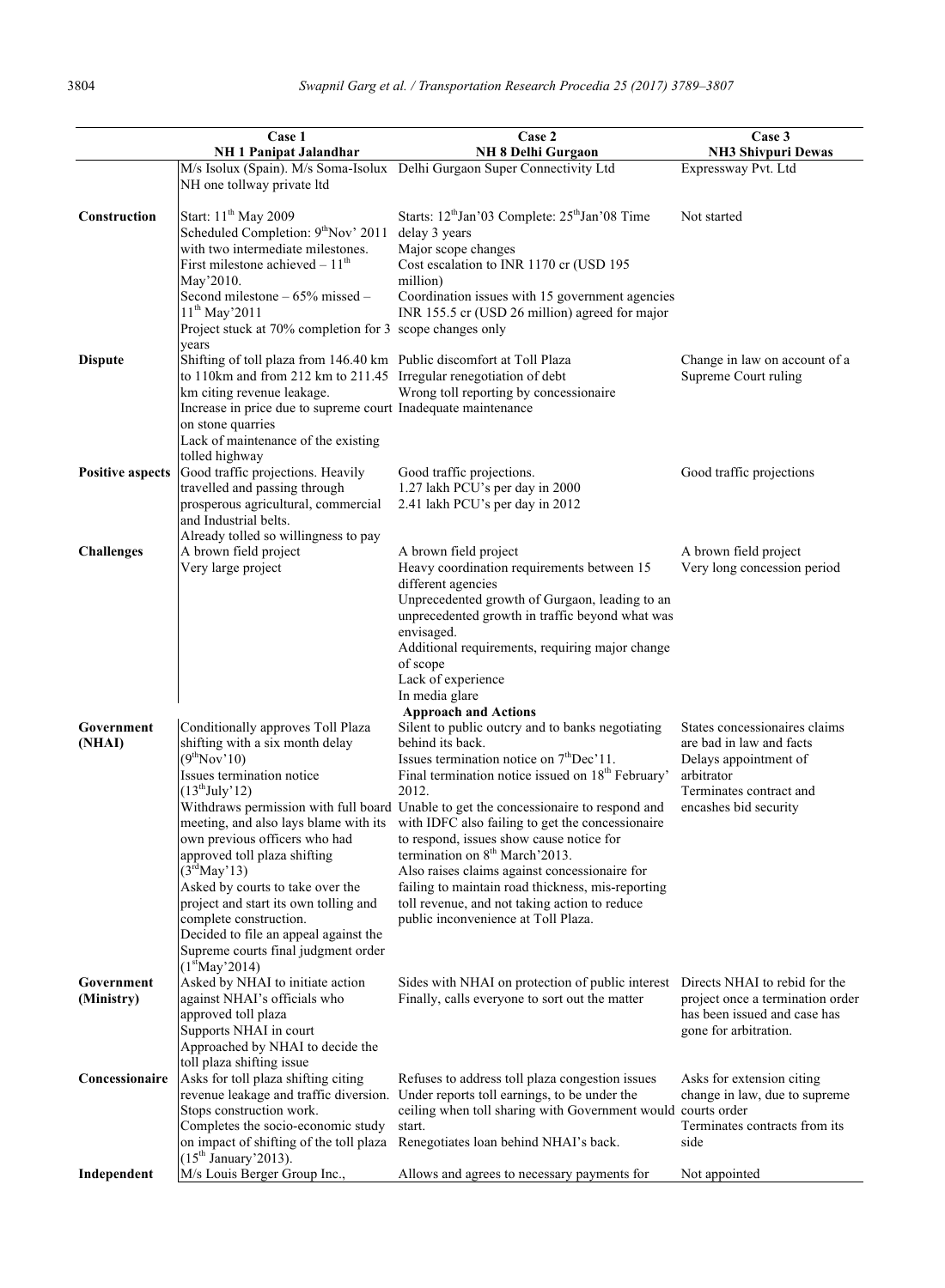| | Case 1<br>NH 1 Panipat Jalandhar | Case 2<br>NH 8 Delhi Gurgaon | Case 3<br>NH3 Shivpuri Dewas |
|---|---|---|---|
| | M/s Isolux (Spain). M/s Soma-Isolux NH one tollway private ltd | Delhi Gurgaon Super Connectivity Ltd | Expressway Pvt. Ltd |
| **Construction** | Start: 11th May 2009<br>Scheduled Completion: 9thNov' 2011 with two intermediate milestones.<br>First milestone achieved – 11th May'2010.<br>Second milestone – 65% missed – 11th May'2011<br>Project stuck at 70% completion for 3 years | Starts: 12thJan'03 Complete: 25thJan'08 Time delay 3 years<br>Major scope changes<br>Cost escalation to INR 1170 cr (USD 195 million)<br>Coordination issues with 15 government agencies<br>INR 155.5 cr (USD 26 million) agreed for major scope changes only | Not started |
| **Dispute** | Shifting of toll plaza from 146.40 km to 110km and from 212 km to 211.45 km citing revenue leakage.<br>Increase in price due to supreme court on stone quarries<br>Lack of maintenance of the existing tolled highway | Public discomfort at Toll Plaza<br>Irregular renegotiation of debt<br>Wrong toll reporting by concessionaire<br>Inadequate maintenance | Change in law on account of a Supreme Court ruling |
| **Positive aspects** | Good traffic projections. Heavily travelled and passing through prosperous agricultural, commercial and Industrial belts.<br>Already tolled so willingness to pay | Good traffic projections.<br>1.27 lakh PCU's per day in 2000<br>2.41 lakh PCU's per day in 2012 | Good traffic projections |
| **Challenges** | A brown field project<br>Very large project | A brown field project<br>Heavy coordination requirements between 15 different agencies<br>Unprecedented growth of Gurgaon, leading to an unprecedented growth in traffic beyond what was envisaged.<br>Additional requirements, requiring major change of scope<br>Lack of experience<br>In media glare | A brown field project<br>Very long concession period |
| | | **Approach and Actions** | |
| **Government (NHAI)** | Conditionally approves Toll Plaza shifting with a six month delay (9thNov'10)<br>Issues termination notice (13thJuly'12)<br>Withdraws permission with full board meeting, and also lays blame with its own previous officers who had approved toll plaza shifting (3rdMay'13)<br>Asked by courts to take over the project and start its own tolling and complete construction.<br>Decided to file an appeal against the Supreme courts final judgment order (1stMay'2014) | Silent to public outcry and to banks negotiating behind its back.<br>Issues termination notice on 7thDec'11.<br>Final termination notice issued on 18th February' 2012.<br>Unable to get the concessionaire to respond and with IDFC also failing to get the concessionaire to respond, issues show cause notice for termination on 8th March'2013.<br>Also raises claims against concessionaire for failing to maintain road thickness, mis-reporting toll revenue, and not taking action to reduce public inconvenience at Toll Plaza. | States concessionaires claims are bad in law and facts<br>Delays appointment of arbitrator<br>Terminates contract and encashes bid security |
| **Government (Ministry)** | Asked by NHAI to initiate action against NHAI's officials who approved toll plaza<br>Supports NHAI in court<br>Approached by NHAI to decide the toll plaza shifting issue | Sides with NHAI on protection of public interest<br>Finally, calls everyone to sort out the matter | Directs NHAI to rebid for the project once a termination order has been issued and case has gone for arbitration. |
| **Concessionaire** | Asks for toll plaza shifting citing revenue leakage and traffic diversion.<br>Stops construction work.<br>Completes the socio-economic study on impact of shifting of the toll plaza (15th January'2013). | Refuses to address toll plaza congestion issues<br>Under reports toll earnings, to be under the ceiling when toll sharing with Government would start.<br>Renegotiates loan behind NHAI's back. | Asks for extension citing change in law, due to supreme courts order<br>Terminates contracts from its side |
| **Independent** | M/s Louis Berger Group Inc., | Allows and agrees to necessary payments for | Not appointed |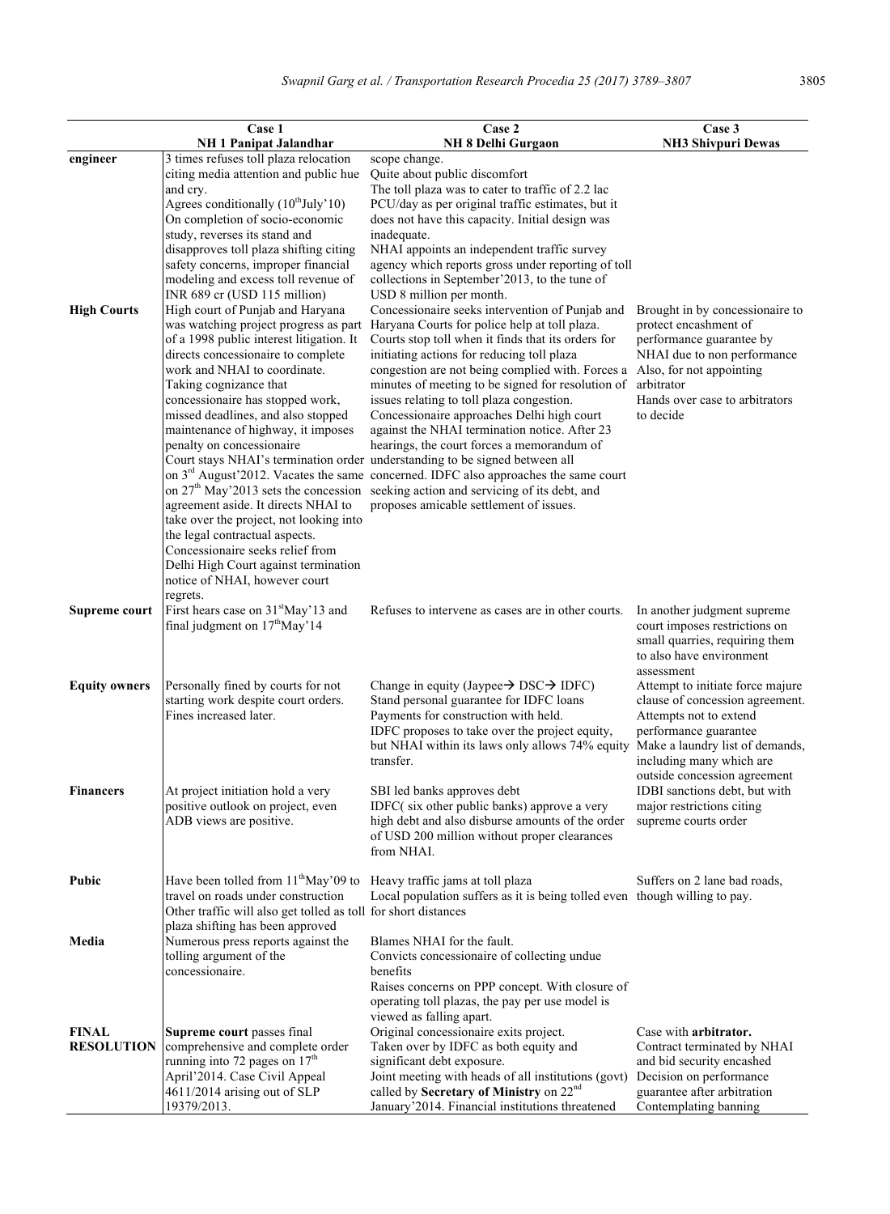| | Case 1<br>NH 1 Panipat Jalandhar | Case 2<br>NH 8 Delhi Gurgaon | Case 3<br>NH3 Shivpuri Dewas |
|---|---|---|---|
| engineer | 3 times refuses toll plaza relocation citing media attention and public hue and cry.<br>Agrees conditionally (10[th]July'10)<br>On completion of socio-economic study, reverses its stand and disapproves toll plaza shifting citing safety concerns, improper financial modeling and excess toll revenue of INR 689 cr (USD 115 million) | scope change.<br>Quite about public discomfort<br>The toll plaza was to cater to traffic of 2.2 lac PCU/day as per original traffic estimates, but it does not have this capacity. Initial design was inadequate.<br>NHAI appoints an independent traffic survey agency which reports gross under reporting of toll collections in September'2013, to the tune of USD 8 million per month. | |
| High Courts | High court of Punjab and Haryana was watching project progress as part of a 1998 public interest litigation. It directs concessionaire to complete work and NHAI to coordinate.<br>Taking cognizance that concessionaire has stopped work, missed deadlines, and also stopped maintenance of highway, it imposes penalty on concessionaire<br>Court stays NHAI's termination order on 3[rd] August'2012. Vacates the same on 27[th] May'2013 sets the concession agreement aside. It directs NHAI to take over the project, not looking into the legal contractual aspects.<br>Concessionaire seeks relief from Delhi High Court against termination notice of NHAI, however court regrets. | Concessionaire seeks intervention of Punjab and Haryana Courts for police help at toll plaza.<br>Courts stop toll when it finds that its orders for initiating actions for reducing toll plaza congestion are not being complied with. Forces a minutes of meeting to be signed for resolution of issues relating to toll plaza congestion.<br>Concessionaire approaches Delhi high court against the NHAI termination notice. After 23 hearings, the court forces a memorandum of understanding to be signed between all concerned. IDFC also approaches the same court seeking action and servicing of its debt, and proposes amicable settlement of issues. | Brought in by concessionaire to protect encashment of performance guarantee by NHAI due to non performance<br>Also, for not appointing arbitrator<br>Hands over case to arbitrators to decide |
| Supreme court | First hears case on 31[st]May'13 and final judgment on 17[th]May'14 | Refuses to intervene as cases are in other courts. | In another judgment supreme court imposes restrictions on small quarries, requiring them to also have environment assessment |
| Equity owners | Personally fined by courts for not starting work despite court orders. Fines increased later. | Change in equity (Jaypee→ DSC→ IDFC)<br>Stand personal guarantee for IDFC loans<br>Payments for construction with held.<br>IDFC proposes to take over the project equity, but NHAI within its laws only allows 74% equity transfer. | Attempt to initiate force majure clause of concession agreement.<br>Attempts not to extend performance guarantee<br>Make a laundry list of demands, including many which are outside concession agreement |
| Financers | At project initiation hold a very positive outlook on project, even ADB views are positive. | SBI led banks approves debt<br>IDFC( six other public banks) approve a very high debt and also disburse amounts of the order of USD 200 million without proper clearances from NHAI. | IDBI sanctions debt, but with major restrictions citing supreme courts order |
| Pubic | Have been tolled from 11[th]May'09 to travel on roads under construction<br>Other traffic will also get tolled as toll plaza shifting has been approved | Heavy traffic jams at toll plaza<br>Local population suffers as it is being tolled even for short distances | Suffers on 2 lane bad roads, though willing to pay. |
| Media | Numerous press reports against the tolling argument of the concessionaire. | Blames NHAI for the fault.<br>Convicts concessionaire of collecting undue benefits<br>Raises concerns on PPP concept. With closure of operating toll plazas, the pay per use model is viewed as falling apart. | |
| FINAL RESOLUTION | **Supreme court** passes final comprehensive and complete order running into 72 pages on 17[th] April'2014. Case Civil Appeal 4611/2014 arising out of SLP 19379/2013. | Original concessionaire exits project.<br>Taken over by IDFC as both equity and significant debt exposure.<br>Joint meeting with heads of all institutions (govt) called by **Secretary of Ministry** on 22[nd] January'2014. Financial institutions threatened | Case with **arbitrator.**<br>Contract terminated by NHAI and bid security encashed<br>Decision on performance guarantee after arbitration<br>Contemplating banning |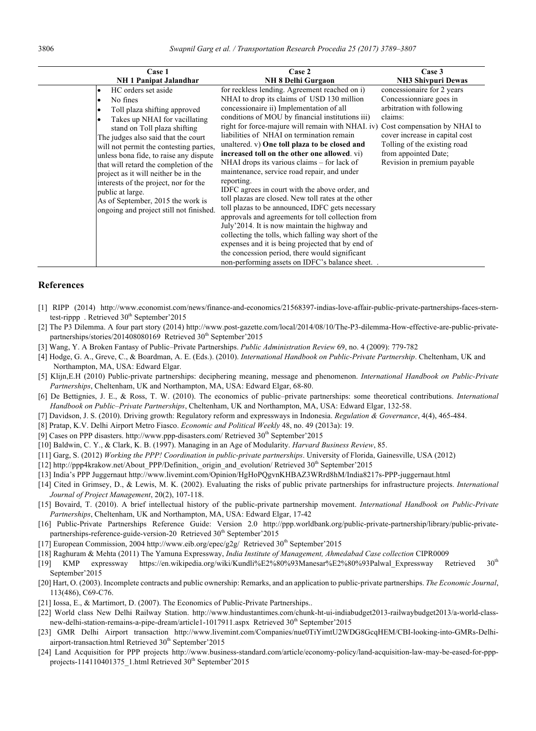| Case 1<br>NH 1 Panipat Jalandhar | Case 2<br>NH 8 Delhi Gurgaon | Case 3<br>NH3 Shivpuri Dewas |
|---|---|---|
| • HC orders set aside<br>• No fines<br>• Toll plaza shifting approved<br>• Takes up NHAI for vacillating stand on Toll plaza shifting<br>The judges also said that the court will not permit the contesting parties, unless bona fide, to raise any dispute that will retard the completion of the project as it will neither be in the interests of the project, nor for the public at large.<br>As of September, 2015 the work is ongoing and project still not finished. | for reckless lending. Agreement reached on i) NHAI to drop its claims of USD 130 million concessionaire ii) Implementation of all conditions of MOU by financial institutions iii) right for force-majure will remain with NHAI. iv) liabilities of NHAI on termination remain unaltered. v) **One toll plaza to be closed and increased toll on the other one allowed**. vi) NHAI drops its various claims – for lack of maintenance, service road repair, and under reporting.<br>IDFC agrees in court with the above order, and toll plazas are closed. New toll rates at the other toll plazas to be announced, IDFC gets necessary approvals and agreements for toll collection from July'2014. It is now maintain the highway and collecting the tolls, which falling way short of the expenses and it is being projected that by end of the concession period, there would significant non-performing assets on IDFC's balance sheet. . | concessionaire for 2 years<br>Concessionniare goes in arbitration with following claims:<br>Cost compensation by NHAI to cover increase in capital cost<br>Tolling of the existing road from appointed Date;<br>Revision in premium payable |

## References

[1] RIPP (2014) http://www.economist.com/news/finance-and-economics/21568397-indias-love-affair-public-private-partnerships-faces-stern-test-rippp . Retrieved 30th September'2015

[2] The P3 Dilemma. A four part story (2014) http://www.post-gazette.com/local/2014/08/10/The-P3-dilemma-How-effective-are-public-private-partnerships/stories/201408080169 Retrieved 30th September'2015

[3] Wang, Y. A Broken Fantasy of Public–Private Partnerships. *Public Administration Review* 69, no. 4 (2009): 779-782

[4] Hodge, G. A., Greve, C., & Boardman, A. E. (Eds.). (2010). *International Handbook on Public-Private Partnership*. Cheltenham, UK and Northampton, MA, USA: Edward Elgar.

[5] Klijn,E.H (2010) Public-private partnerships: deciphering meaning, message and phenomenon. *International Handbook on Public-Private Partnerships*, Cheltenham, UK and Northampton, MA, USA: Edward Elgar, 68-80.

[6] De Bettignies, J. E., & Ross, T. W. (2010). The economics of public–private partnerships: some theoretical contributions. *International Handbook on Public–Private Partnerships*, Cheltenham, UK and Northampton, MA, USA: Edward Elgar, 132-58.

[7] Davidson, J. S. (2010). Driving growth: Regulatory reform and expressways in Indonesia. *Regulation & Governance*, 4(4), 465-484.

[8] Pratap, K.V. Delhi Airport Metro Fiasco. *Economic and Political Weekly* 48, no. 49 (2013a): 19.

[9] Cases on PPP disasters. http://www.ppp-disasters.com/ Retrieved 30th September'2015

[10] Baldwin, C. Y., & Clark, K. B. (1997). Managing in an Age of Modularity. *Harvard Business Review*, 85.

[11] Garg, S. (2012) *Working the PPP! Coordination in public-private partnerships*. University of Florida, Gainesville, USA (2012)

[12] http://ppp4krakow.net/About_PPP/Definition,_origin_and_evolution/ Retrieved 30th September'2015

[13] India's PPP Juggernaut http://www.livemint.com/Opinion/HgHoPQgvnKHBAZ3WRrd8hM/India8217s-PPP-juggernaut.html

[14] Cited in Grimsey, D., & Lewis, M. K. (2002). Evaluating the risks of public private partnerships for infrastructure projects. *International Journal of Project Management*, 20(2), 107-118.

[15] Bovaird, T. (2010). A brief intellectual history of the public-private partnership movement. *International Handbook on Public-Private Partnerships*, Cheltenham, UK and Northampton, MA, USA: Edward Elgar, 17-42

[16] Public-Private Partnerships Reference Guide: Version 2.0 http://ppp.worldbank.org/public-private-partnership/library/public-private-partnerships-reference-guide-version-20 Retrieved 30th September'2015

[17] European Commission, 2004 http://www.eib.org/epec/g2g/ Retrieved 30th September'2015

[18] Raghuram & Mehta (2011) The Yamuna Expressway, *India Institute of Management, Ahmedabad Case collection* CIPR0009

[19] KMP expressway https://en.wikipedia.org/wiki/Kundli%E2%80%93Manesar%E2%80%93Palwal_Expressway Retrieved 30th September'2015

[20] Hart, O. (2003). Incomplete contracts and public ownership: Remarks, and an application to public-private partnerships. *The Economic Journal*, 113(486), C69-C76.

[21] Iossa, E., & Martimort, D. (2007). The Economics of Public-Private Partnerships..

[22] World class New Delhi Railway Station. http://www.hindustantimes.com/chunk-ht-ui-indiabudget2013-railwaybudget2013/a-world-class-new-delhi-station-remains-a-pipe-dream/article1-1017911.aspx Retrieved 30th September'2015

[23] GMR Delhi Airport transaction http://www.livemint.com/Companies/nue0TiYimtU2WDG8GcqHEM/CBI-looking-into-GMRs-Delhi-airport-transaction.html Retrieved 30th September'2015

[24] Land Acquisition for PPP projects http://www.business-standard.com/article/economy-policy/land-acquisition-law-may-be-eased-for-ppp-projects-114110401375_1.html Retrieved 30th September'2015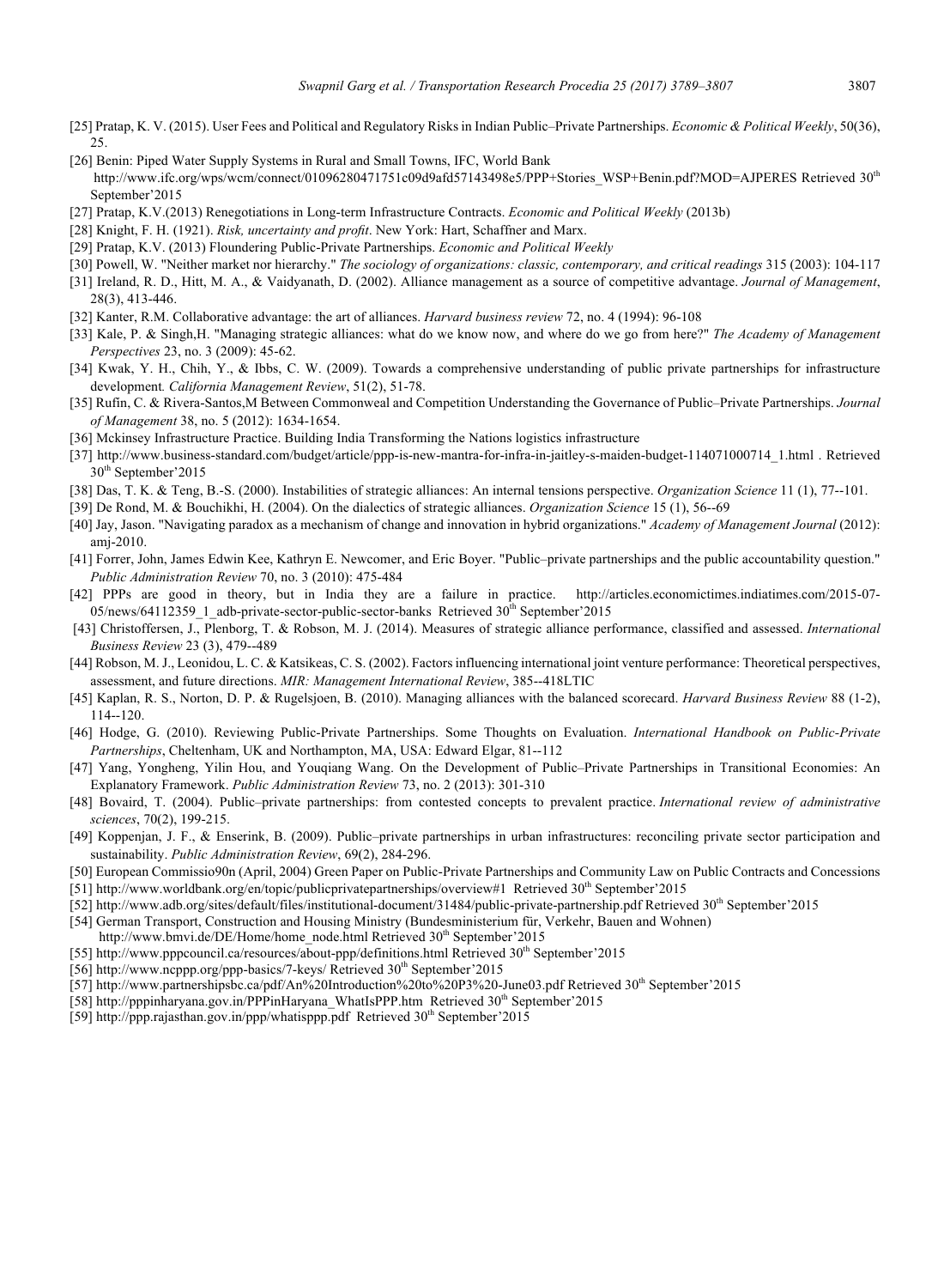[25] Pratap, K. V. (2015). User Fees and Political and Regulatory Risks in Indian Public–Private Partnerships. *Economic & Political Weekly*, 50(36), 25.

[26] Benin: Piped Water Supply Systems in Rural and Small Towns, IFC, World Bank http://www.ifc.org/wps/wcm/connect/01096280471751c09d9afd57143498e5/PPP+Stories_WSP+Benin.pdf?MOD=AJPERES Retrieved 30th September'2015

[27] Pratap, K.V.(2013) Renegotiations in Long-term Infrastructure Contracts. *Economic and Political Weekly* (2013b)

[28] Knight, F. H. (1921). *Risk, uncertainty and profit*. New York: Hart, Schaffner and Marx.

[29] Pratap, K.V. (2013) Floundering Public-Private Partnerships. *Economic and Political Weekly*

[30] Powell, W. "Neither market nor hierarchy." *The sociology of organizations: classic, contemporary, and critical readings* 315 (2003): 104-117

[31] Ireland, R. D., Hitt, M. A., & Vaidyanath, D. (2002). Alliance management as a source of competitive advantage. *Journal of Management*, 28(3), 413-446.

[32] Kanter, R.M. Collaborative advantage: the art of alliances. *Harvard business review* 72, no. 4 (1994): 96-108

[33] Kale, P. & Singh,H. "Managing strategic alliances: what do we know now, and where do we go from here?" *The Academy of Management Perspectives* 23, no. 3 (2009): 45-62.

[34] Kwak, Y. H., Chih, Y., & Ibbs, C. W. (2009). Towards a comprehensive understanding of public private partnerships for infrastructure development. *California Management Review*, 51(2), 51-78.

[35] Rufin, C. & Rivera-Santos,M Between Commonweal and Competition Understanding the Governance of Public–Private Partnerships. *Journal of Management* 38, no. 5 (2012): 1634-1654.

[36] Mckinsey Infrastructure Practice. Building India Transforming the Nations logistics infrastructure

[37] http://www.business-standard.com/budget/article/ppp-is-new-mantra-for-infra-in-jaitley-s-maiden-budget-114071000714_1.html . Retrieved 30th September'2015

[38] Das, T. K. & Teng, B.-S. (2000). Instabilities of strategic alliances: An internal tensions perspective. *Organization Science* 11 (1), 77--101.

[39] De Rond, M. & Bouchikhi, H. (2004). On the dialectics of strategic alliances. *Organization Science* 15 (1), 56--69

[40] Jay, Jason. "Navigating paradox as a mechanism of change and innovation in hybrid organizations." *Academy of Management Journal* (2012): amj-2010.

[41] Forrer, John, James Edwin Kee, Kathryn E. Newcomer, and Eric Boyer. "Public–private partnerships and the public accountability question." *Public Administration Review* 70, no. 3 (2010): 475-484

[42] PPPs are good in theory, but in India they are a failure in practice. http://articles.economictimes.indiatimes.com/2015-07-05/news/64112359_1_adb-private-sector-public-sector-banks Retrieved 30th September'2015

[43] Christoffersen, J., Plenborg, T. & Robson, M. J. (2014). Measures of strategic alliance performance, classified and assessed. *International Business Review* 23 (3), 479--489

[44] Robson, M. J., Leonidou, L. C. & Katsikeas, C. S. (2002). Factors influencing international joint venture performance: Theoretical perspectives, assessment, and future directions. *MIR: Management International Review*, 385--418LTIC

[45] Kaplan, R. S., Norton, D. P. & Rugelsjoen, B. (2010). Managing alliances with the balanced scorecard. *Harvard Business Review* 88 (1-2), 114--120.

[46] Hodge, G. (2010). Reviewing Public-Private Partnerships. Some Thoughts on Evaluation. *International Handbook on Public-Private Partnerships*, Cheltenham, UK and Northampton, MA, USA: Edward Elgar, 81--112

[47] Yang, Yongheng, Yilin Hou, and Youqiang Wang. On the Development of Public–Private Partnerships in Transitional Economies: An Explanatory Framework. *Public Administration Review* 73, no. 2 (2013): 301-310

[48] Bovaird, T. (2004). Public–private partnerships: from contested concepts to prevalent practice. *International review of administrative sciences*, 70(2), 199-215.

[49] Koppenjan, J. F., & Enserink, B. (2009). Public–private partnerships in urban infrastructures: reconciling private sector participation and sustainability. *Public Administration Review*, 69(2), 284-296.

[50] European Commissio90n (April, 2004) Green Paper on Public-Private Partnerships and Community Law on Public Contracts and Concessions

[51] http://www.worldbank.org/en/topic/publicprivatepartnerships/overview#1 Retrieved 30th September'2015

[52] http://www.adb.org/sites/default/files/institutional-document/31484/public-private-partnership.pdf Retrieved 30th September'2015

[54] German Transport, Construction and Housing Ministry (Bundesministerium für, Verkehr, Bauen and Wohnen) http://www.bmvi.de/DE/Home/home_node.html Retrieved 30th September'2015

[55] http://www.pppcouncil.ca/resources/about-ppp/definitions.html Retrieved 30th September'2015

[56] http://www.ncppp.org/ppp-basics/7-keys/ Retrieved 30th September'2015

[57] http://www.partnershipsbc.ca/pdf/An%20Introduction%20to%20P3%20-June03.pdf Retrieved 30th September'2015

[58] http://pppinharyana.gov.in/PPPinHaryana_WhatIsPPP.htm Retrieved 30th September'2015

[59] http://ppp.rajasthan.gov.in/ppp/whatisppp.pdf Retrieved 30th September'2015